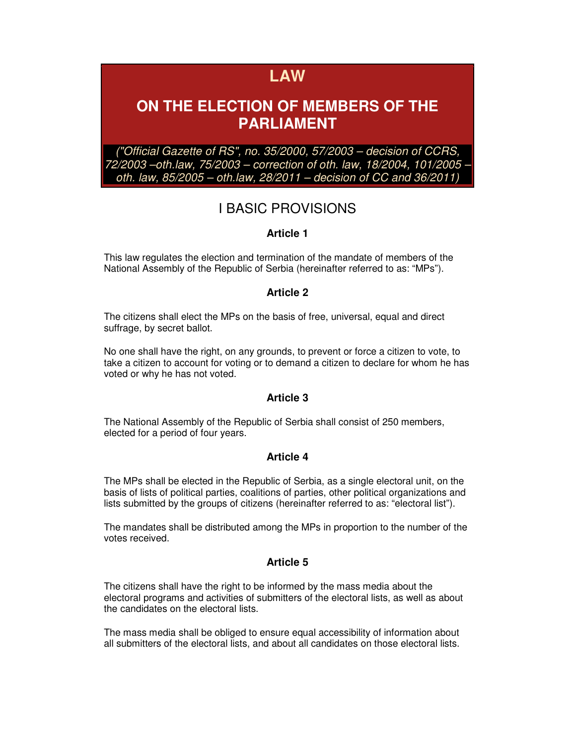# LAW

# ON THE ELECTION OF MEMBERS OF THE PARLIAMENT

*("Official Gazette of RS", no. 35/2000, 57/2003 – decision of CCRS, 72/2003 –oth.law, 75/2003 – correction of oth. law, 18/2004, 101/2005 – oth. law, 85/2005 – oth.law, 28/2011 – decision of CC and 36/2011)*

## I BASIC PROVISIONS

### Article 1

This law regulates the election and termination of the mandate of members of the National Assembly of the Republic of Serbia (hereinafter referred to as: "MPs").

### Article 2

The citizens shall elect the MPs on the basis of free, universal, equal and direct suffrage, by secret ballot.

No one shall have the right, on any grounds, to prevent or force a citizen to vote, to take a citizen to account for voting or to demand a citizen to declare for whom he has voted or why he has not voted.

### Article 3

The National Assembly of the Republic of Serbia shall consist of 250 members, elected for a period of four years.

### Article 4

The MPs shall be elected in the Republic of Serbia, as a single electoral unit, on the basis of lists of political parties, coalitions of parties, other political organizations and lists submitted by the groups of citizens (hereinafter referred to as: "electoral list").

The mandates shall be distributed among the MPs in proportion to the number of the votes received.

### Article 5

The citizens shall have the right to be informed by the mass media about the electoral programs and activities of submitters of the electoral lists, as well as about the candidates on the electoral lists.

The mass media shall be obliged to ensure equal accessibility of information about all submitters of the electoral lists, and about all candidates on those electoral lists.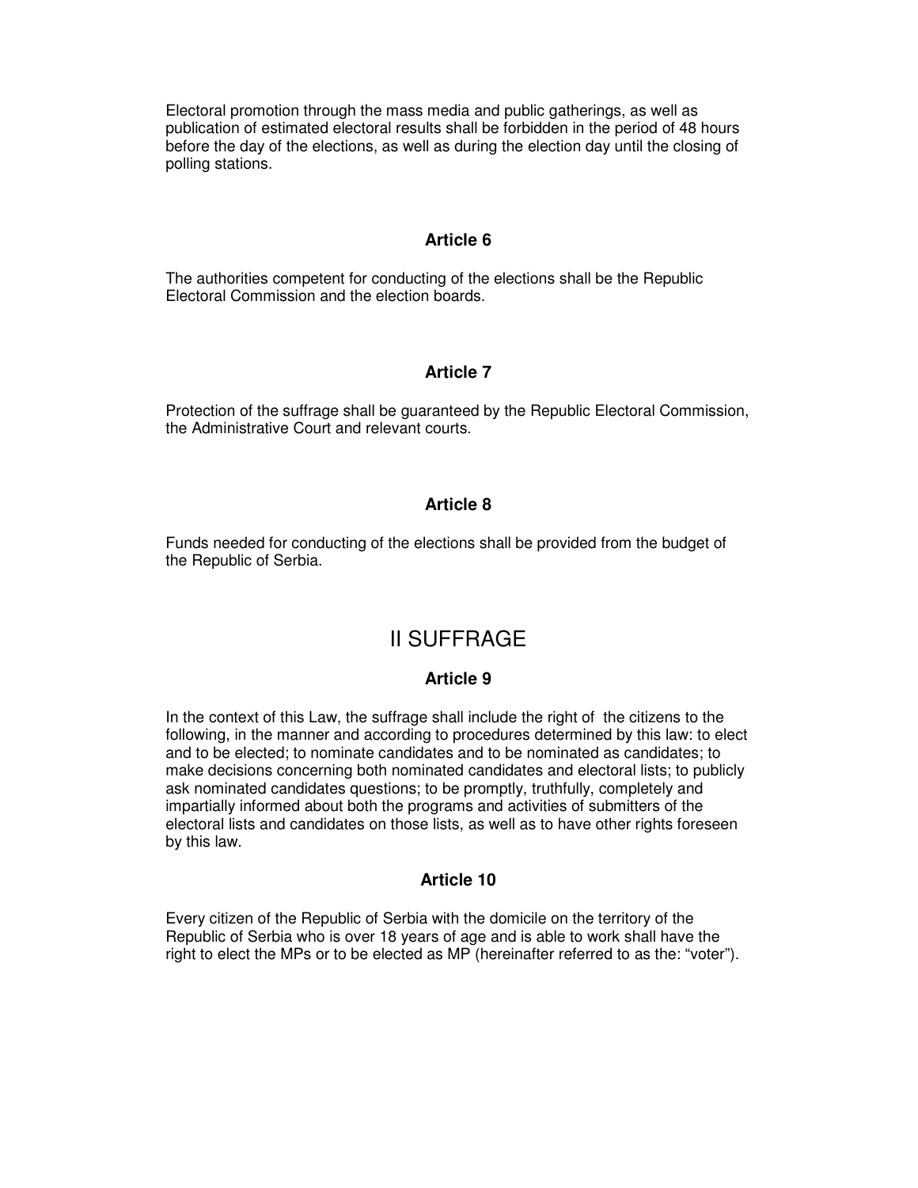Electoral promotion through the mass media and public gatherings, as well as publication of estimated electoral results shall be forbidden in the period of 48 hours before the day of the elections, as well as during the election day until the closing of polling stations.

### Article 6

The authorities competent for conducting of the elections shall be the Republic Electoral Commission and the election boards.

### Article 7

Protection of the suffrage shall be guaranteed by the Republic Electoral Commission, the Administrative Court and relevant courts.

### Article 8

Funds needed for conducting of the elections shall be provided from the budget of the Republic of Serbia.

## II SUFFRAGE

### Article 9

In the context of this Law, the suffrage shall include the right of the citizens to the following, in the manner and according to procedures determined by this law: to elect and to be elected; to nominate candidates and to be nominated as candidates; to make decisions concerning both nominated candidates and electoral lists; to publicly ask nominated candidates questions; to be promptly, truthfully, completely and impartially informed about both the programs and activities of submitters of the electoral lists and candidates on those lists, as well as to have other rights foreseen by this law.

### Article 10

Every citizen of the Republic of Serbia with the domicile on the territory of the Republic of Serbia who is over 18 years of age and is able to work shall have the right to elect the MPs or to be elected as MP (hereinafter referred to as the: “voter”).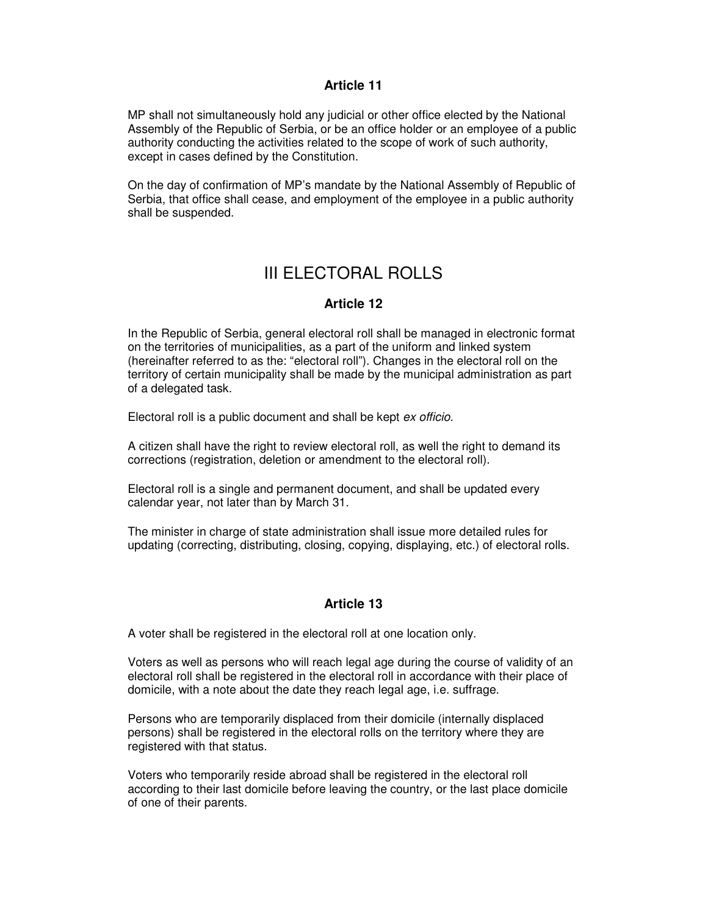### Article 11

MP shall not simultaneously hold any judicial or other office elected by the National Assembly of the Republic of Serbia, or be an office holder or an employee of a public authority conducting the activities related to the scope of work of such authority, except in cases defined by the Constitution.

On the day of confirmation of MP's mandate by the National Assembly of Republic of Serbia, that office shall cease, and employment of the employee in a public authority shall be suspended.

## III ELECTORAL ROLLS

### Article 12

In the Republic of Serbia, general electoral roll shall be managed in electronic format on the territories of municipalities, as a part of the uniform and linked system (hereinafter referred to as the: "electoral roll"). Changes in the electoral roll on the territory of certain municipality shall be made by the municipal administration as part of a delegated task.

Electoral roll is a public document and shall be kept *ex officio.*

A citizen shall have the right to review electoral roll, as well the right to demand its corrections (registration, deletion or amendment to the electoral roll).

Electoral roll is a single and permanent document, and shall be updated every calendar year, not later than by March 31.

The minister in charge of state administration shall issue more detailed rules for updating (correcting, distributing, closing, copying, displaying, etc.) of electoral rolls.

### Article 13

A voter shall be registered in the electoral roll at one location only.

Voters as well as persons who will reach legal age during the course of validity of an electoral roll shall be registered in the electoral roll in accordance with their place of domicile, with a note about the date they reach legal age, i.e. suffrage.

Persons who are temporarily displaced from their domicile (internally displaced persons) shall be registered in the electoral rolls on the territory where they are registered with that status.

Voters who temporarily reside abroad shall be registered in the electoral roll according to their last domicile before leaving the country, or the last place domicile of one of their parents.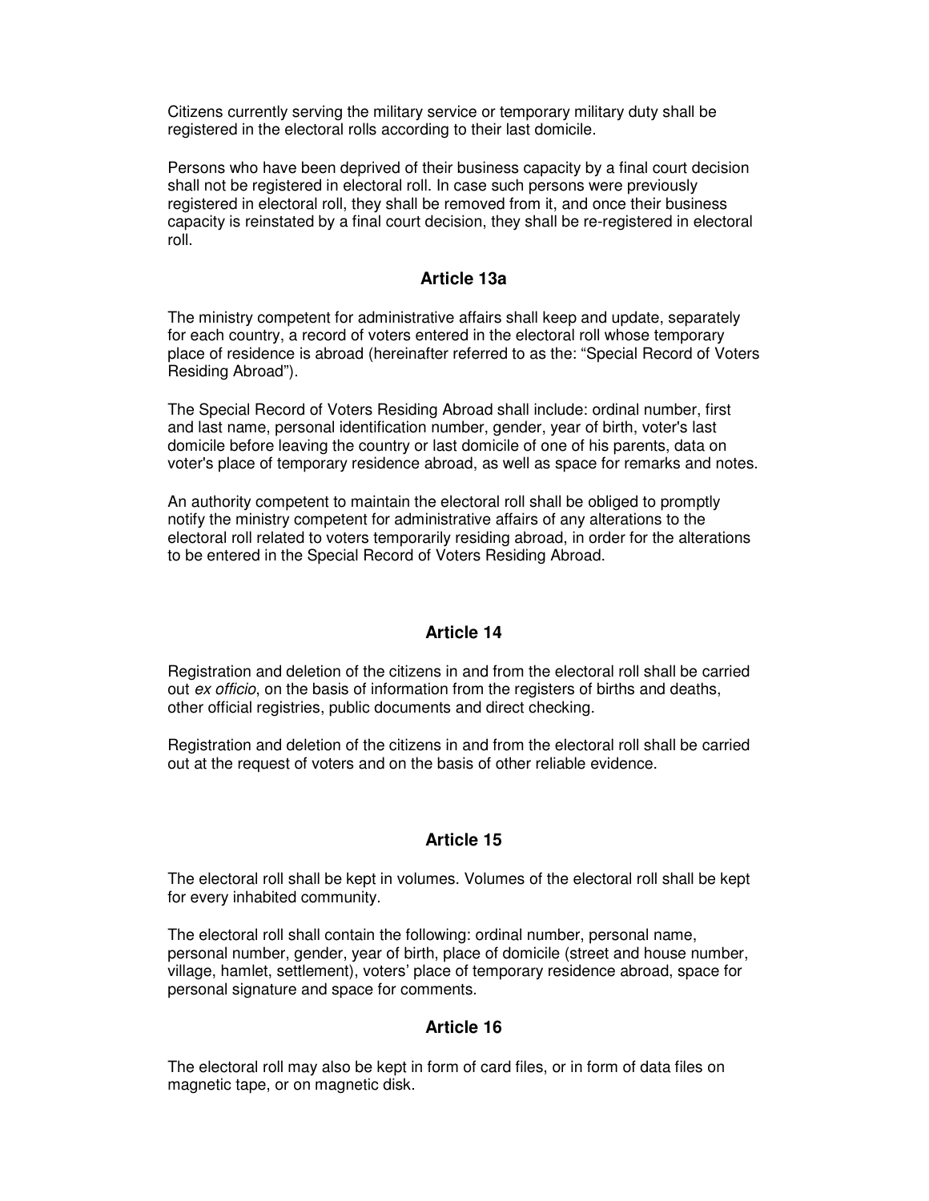Citizens currently serving the military service or temporary military duty shall be registered in the electoral rolls according to their last domicile.

Persons who have been deprived of their business capacity by a final court decision shall not be registered in electoral roll. In case such persons were previously registered in electoral roll, they shall be removed from it, and once their business capacity is reinstated by a final court decision, they shall be re-registered in electoral roll.

### Article 13a

The ministry competent for administrative affairs shall keep and update, separately for each country, a record of voters entered in the electoral roll whose temporary place of residence is abroad (hereinafter referred to as the: "Special Record of Voters Residing Abroad").

The Special Record of Voters Residing Abroad shall include: ordinal number, first and last name, personal identification number, gender, year of birth, voter's last domicile before leaving the country or last domicile of one of his parents, data on voter's place of temporary residence abroad, as well as space for remarks and notes.

An authority competent to maintain the electoral roll shall be obliged to promptly notify the ministry competent for administrative affairs of any alterations to the electoral roll related to voters temporarily residing abroad, in order for the alterations to be entered in the Special Record of Voters Residing Abroad.

### Article 14

Registration and deletion of the citizens in and from the electoral roll shall be carried out *ex officio*, on the basis of information from the registers of births and deaths, other official registries, public documents and direct checking.

Registration and deletion of the citizens in and from the electoral roll shall be carried out at the request of voters and on the basis of other reliable evidence.

### Article 15

The electoral roll shall be kept in volumes. Volumes of the electoral roll shall be kept for every inhabited community.

The electoral roll shall contain the following: ordinal number, personal name, personal number, gender, year of birth, place of domicile (street and house number, village, hamlet, settlement), voters' place of temporary residence abroad, space for personal signature and space for comments.

### Article 16

The electoral roll may also be kept in form of card files, or in form of data files on magnetic tape, or on magnetic disk.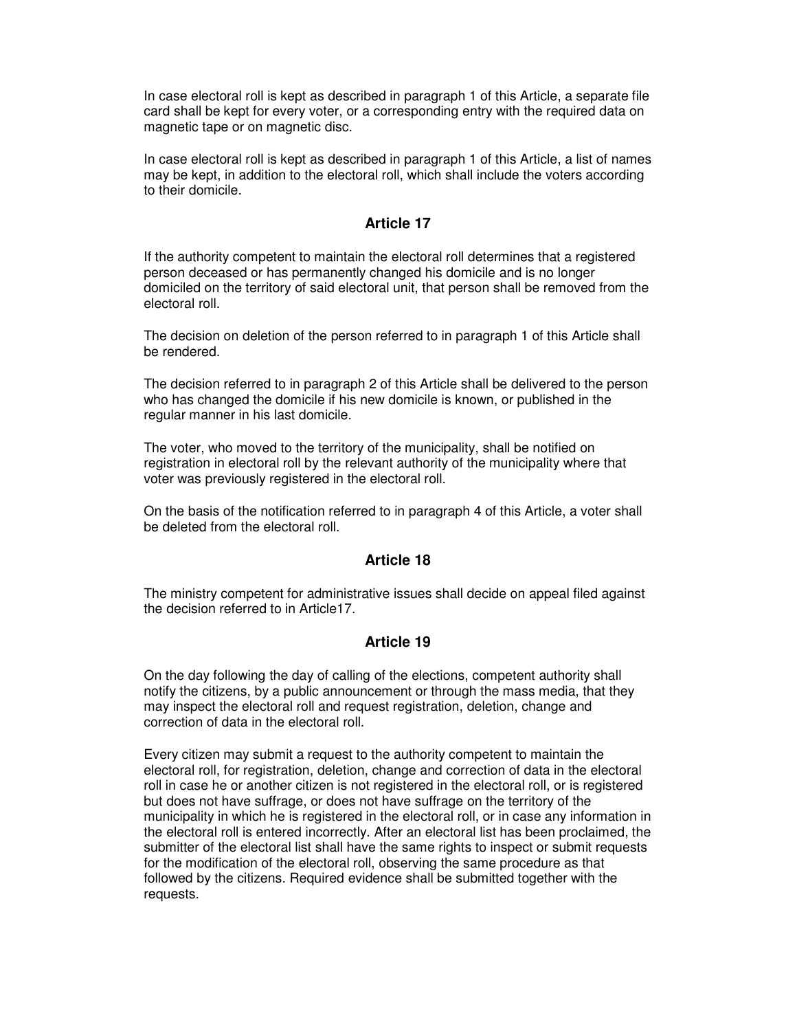In case electoral roll is kept as described in paragraph 1 of this Article, a separate file card shall be kept for every voter, or a corresponding entry with the required data on magnetic tape or on magnetic disc.

In case electoral roll is kept as described in paragraph 1 of this Article, a list of names may be kept, in addition to the electoral roll, which shall include the voters according to their domicile.

## Article 17

If the authority competent to maintain the electoral roll determines that a registered person deceased or has permanently changed his domicile and is no longer domiciled on the territory of said electoral unit, that person shall be removed from the electoral roll.

The decision on deletion of the person referred to in paragraph 1 of this Article shall be rendered.

The decision referred to in paragraph 2 of this Article shall be delivered to the person who has changed the domicile if his new domicile is known, or published in the regular manner in his last domicile.

The voter, who moved to the territory of the municipality, shall be notified on registration in electoral roll by the relevant authority of the municipality where that voter was previously registered in the electoral roll.

On the basis of the notification referred to in paragraph 4 of this Article, a voter shall be deleted from the electoral roll.

## Article 18

The ministry competent for administrative issues shall decide on appeal filed against the decision referred to in Article17.

## Article 19

On the day following the day of calling of the elections, competent authority shall notify the citizens, by a public announcement or through the mass media, that they may inspect the electoral roll and request registration, deletion, change and correction of data in the electoral roll.

Every citizen may submit a request to the authority competent to maintain the electoral roll, for registration, deletion, change and correction of data in the electoral roll in case he or another citizen is not registered in the electoral roll, or is registered but does not have suffrage, or does not have suffrage on the territory of the municipality in which he is registered in the electoral roll, or in case any information in the electoral roll is entered incorrectly. After an electoral list has been proclaimed, the submitter of the electoral list shall have the same rights to inspect or submit requests for the modification of the electoral roll, observing the same procedure as that followed by the citizens. Required evidence shall be submitted together with the requests.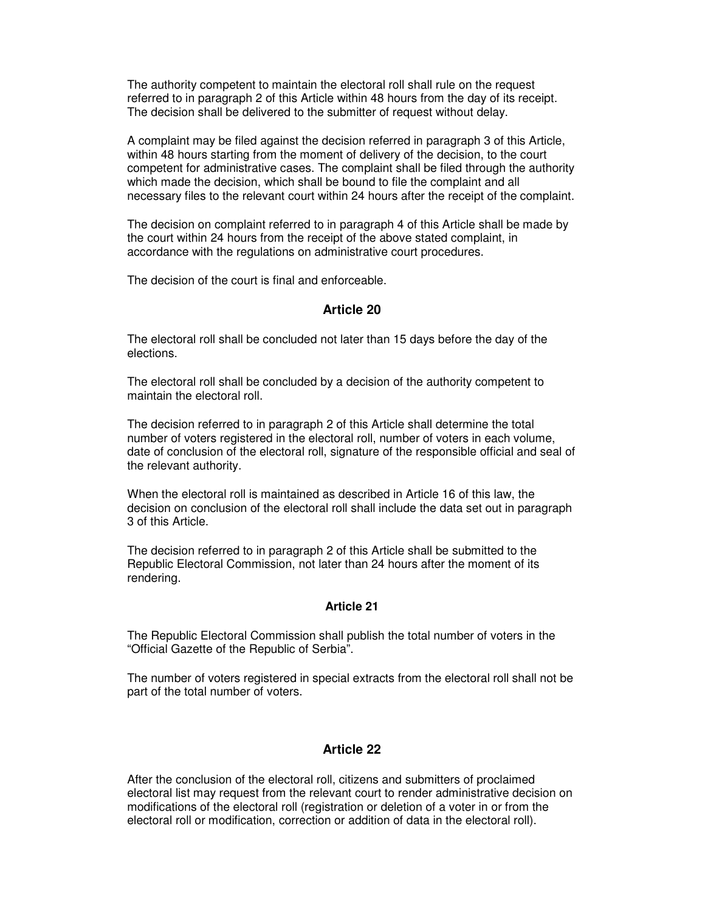The authority competent to maintain the electoral roll shall rule on the request referred to in paragraph 2 of this Article within 48 hours from the day of its receipt. The decision shall be delivered to the submitter of request without delay.

A complaint may be filed against the decision referred in paragraph 3 of this Article, within 48 hours starting from the moment of delivery of the decision, to the court competent for administrative cases. The complaint shall be filed through the authority which made the decision, which shall be bound to file the complaint and all necessary files to the relevant court within 24 hours after the receipt of the complaint.

The decision on complaint referred to in paragraph 4 of this Article shall be made by the court within 24 hours from the receipt of the above stated complaint, in accordance with the regulations on administrative court procedures.

The decision of the court is final and enforceable.

## Article 20

The electoral roll shall be concluded not later than 15 days before the day of the elections.

The electoral roll shall be concluded by a decision of the authority competent to maintain the electoral roll.

The decision referred to in paragraph 2 of this Article shall determine the total number of voters registered in the electoral roll, number of voters in each volume, date of conclusion of the electoral roll, signature of the responsible official and seal of the relevant authority.

When the electoral roll is maintained as described in Article 16 of this law, the decision on conclusion of the electoral roll shall include the data set out in paragraph 3 of this Article.

The decision referred to in paragraph 2 of this Article shall be submitted to the Republic Electoral Commission, not later than 24 hours after the moment of its rendering.

## Article 21

The Republic Electoral Commission shall publish the total number of voters in the "Official Gazette of the Republic of Serbia".

The number of voters registered in special extracts from the electoral roll shall not be part of the total number of voters.

## Article 22

After the conclusion of the electoral roll, citizens and submitters of proclaimed electoral list may request from the relevant court to render administrative decision on modifications of the electoral roll (registration or deletion of a voter in or from the electoral roll or modification, correction or addition of data in the electoral roll).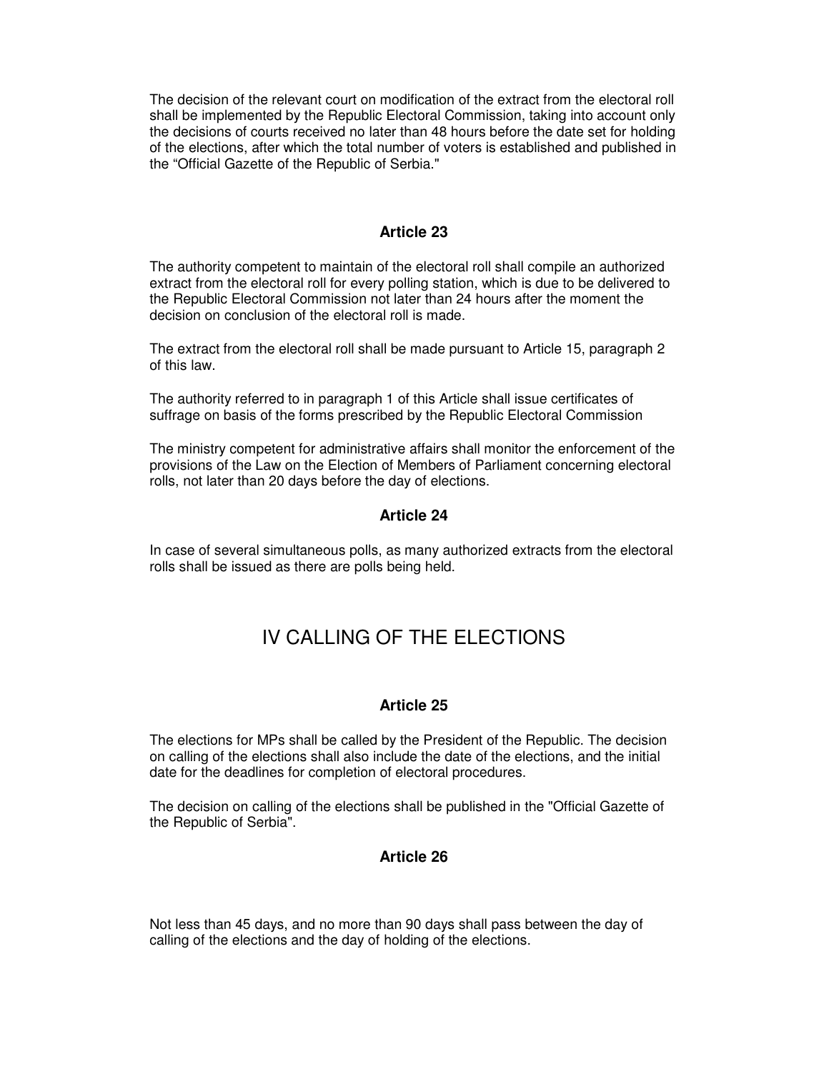The decision of the relevant court on modification of the extract from the electoral roll shall be implemented by the Republic Electoral Commission, taking into account only the decisions of courts received no later than 48 hours before the date set for holding of the elections, after which the total number of voters is established and published in the "Official Gazette of the Republic of Serbia."

### Article 23

The authority competent to maintain of the electoral roll shall compile an authorized extract from the electoral roll for every polling station, which is due to be delivered to the Republic Electoral Commission not later than 24 hours after the moment the decision on conclusion of the electoral roll is made.

The extract from the electoral roll shall be made pursuant to Article 15, paragraph 2 of this law.

The authority referred to in paragraph 1 of this Article shall issue certificates of suffrage on basis of the forms prescribed by the Republic Electoral Commission

The ministry competent for administrative affairs shall monitor the enforcement of the provisions of the Law on the Election of Members of Parliament concerning electoral rolls, not later than 20 days before the day of elections.

### Article 24

In case of several simultaneous polls, as many authorized extracts from the electoral rolls shall be issued as there are polls being held.

## IV CALLING OF THE ELECTIONS

### Article 25

The elections for MPs shall be called by the President of the Republic. The decision on calling of the elections shall also include the date of the elections, and the initial date for the deadlines for completion of electoral procedures.

The decision on calling of the elections shall be published in the "Official Gazette of the Republic of Serbia".

### Article 26

Not less than 45 days, and no more than 90 days shall pass between the day of calling of the elections and the day of holding of the elections.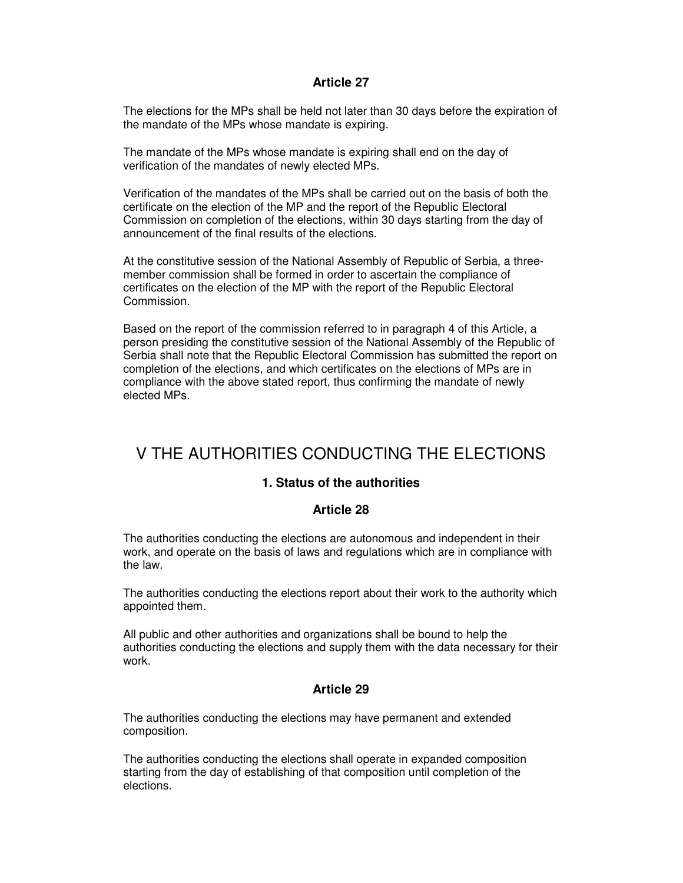### Article 27

The elections for the MPs shall be held not later than 30 days before the expiration of the mandate of the MPs whose mandate is expiring.

The mandate of the MPs whose mandate is expiring shall end on the day of verification of the mandates of newly elected MPs.

Verification of the mandates of the MPs shall be carried out on the basis of both the certificate on the election of the MP and the report of the Republic Electoral Commission on completion of the elections, within 30 days starting from the day of announcement of the final results of the elections.

At the constitutive session of the National Assembly of Republic of Serbia, a three-member commission shall be formed in order to ascertain the compliance of certificates on the election of the MP with the report of the Republic Electoral Commission.

Based on the report of the commission referred to in paragraph 4 of this Article, a person presiding the constitutive session of the National Assembly of the Republic of Serbia shall note that the Republic Electoral Commission has submitted the report on completion of the elections, and which certificates on the elections of MPs are in compliance with the above stated report, thus confirming the mandate of newly elected MPs.

## V THE AUTHORITIES CONDUCTING THE ELECTIONS

### 1. Status of the authorities

### Article 28

The authorities conducting the elections are autonomous and independent in their work, and operate on the basis of laws and regulations which are in compliance with the law.

The authorities conducting the elections report about their work to the authority which appointed them.

All public and other authorities and organizations shall be bound to help the authorities conducting the elections and supply them with the data necessary for their work.

### Article 29

The authorities conducting the elections may have permanent and extended composition.

The authorities conducting the elections shall operate in expanded composition starting from the day of establishing of that composition until completion of the elections.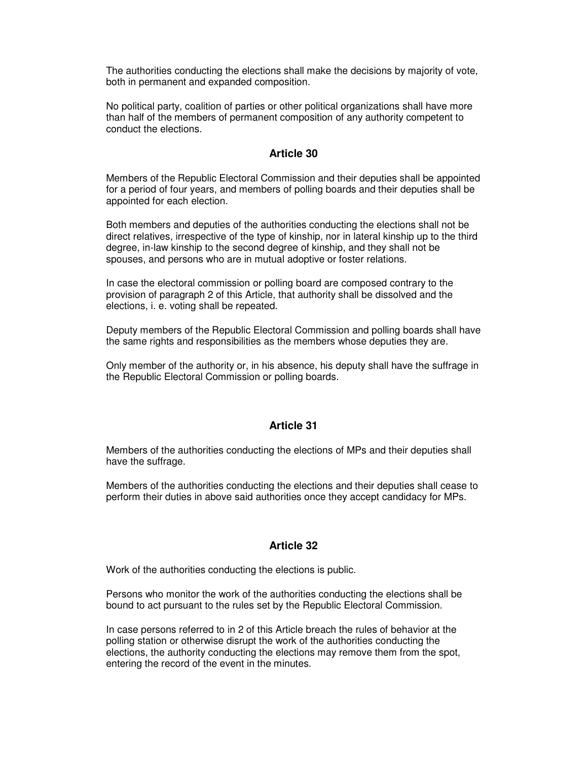The authorities conducting the elections shall make the decisions by majority of vote, both in permanent and expanded composition.

No political party, coalition of parties or other political organizations shall have more than half of the members of permanent composition of any authority competent to conduct the elections.

### Article 30

Members of the Republic Electoral Commission and their deputies shall be appointed for a period of four years, and members of polling boards and their deputies shall be appointed for each election.

Both members and deputies of the authorities conducting the elections shall not be direct relatives, irrespective of the type of kinship, nor in lateral kinship up to the third degree, in-law kinship to the second degree of kinship, and they shall not be spouses, and persons who are in mutual adoptive or foster relations.

In case the electoral commission or polling board are composed contrary to the provision of paragraph 2 of this Article, that authority shall be dissolved and the elections, i. e. voting shall be repeated.

Deputy members of the Republic Electoral Commission and polling boards shall have the same rights and responsibilities as the members whose deputies they are.

Only member of the authority or, in his absence, his deputy shall have the suffrage in the Republic Electoral Commission or polling boards.

### Article 31

Members of the authorities conducting the elections of MPs and their deputies shall have the suffrage.

Members of the authorities conducting the elections and their deputies shall cease to perform their duties in above said authorities once they accept candidacy for MPs.

### Article 32

Work of the authorities conducting the elections is public.

Persons who monitor the work of the authorities conducting the elections shall be bound to act pursuant to the rules set by the Republic Electoral Commission.

In case persons referred to in 2 of this Article breach the rules of behavior at the polling station or otherwise disrupt the work of the authorities conducting the elections, the authority conducting the elections may remove them from the spot, entering the record of the event in the minutes.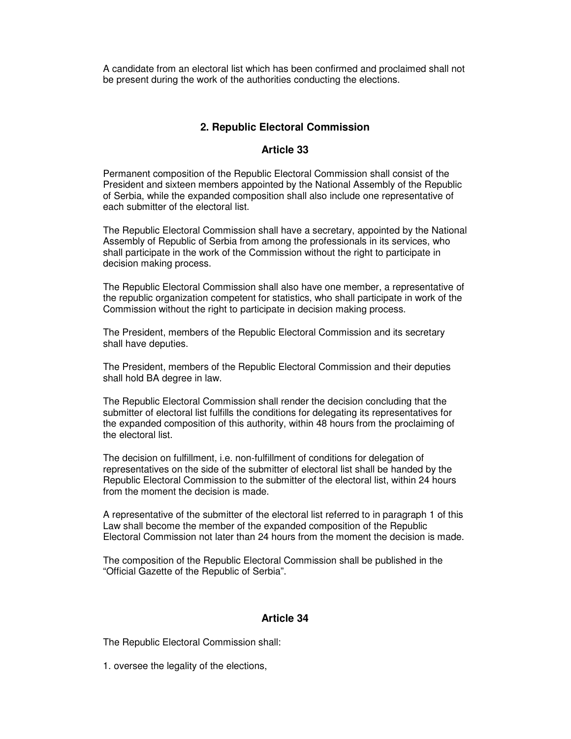A candidate from an electoral list which has been confirmed and proclaimed shall not be present during the work of the authorities conducting the elections.

## 2. Republic Electoral Commission

### Article 33

Permanent composition of the Republic Electoral Commission shall consist of the President and sixteen members appointed by the National Assembly of the Republic of Serbia, while the expanded composition shall also include one representative of each submitter of the electoral list.

The Republic Electoral Commission shall have a secretary, appointed by the National Assembly of Republic of Serbia from among the professionals in its services, who shall participate in the work of the Commission without the right to participate in decision making process.

The Republic Electoral Commission shall also have one member, a representative of the republic organization competent for statistics, who shall participate in work of the Commission without the right to participate in decision making process.

The President, members of the Republic Electoral Commission and its secretary shall have deputies.

The President, members of the Republic Electoral Commission and their deputies shall hold BA degree in law.

The Republic Electoral Commission shall render the decision concluding that the submitter of electoral list fulfills the conditions for delegating its representatives for the expanded composition of this authority, within 48 hours from the proclaiming of the electoral list.

The decision on fulfillment, i.e. non-fulfillment of conditions for delegation of representatives on the side of the submitter of electoral list shall be handed by the Republic Electoral Commission to the submitter of the electoral list, within 24 hours from the moment the decision is made.

A representative of the submitter of the electoral list referred to in paragraph 1 of this Law shall become the member of the expanded composition of the Republic Electoral Commission not later than 24 hours from the moment the decision is made.

The composition of the Republic Electoral Commission shall be published in the "Official Gazette of the Republic of Serbia".

### Article 34

The Republic Electoral Commission shall:

1. oversee the legality of the elections,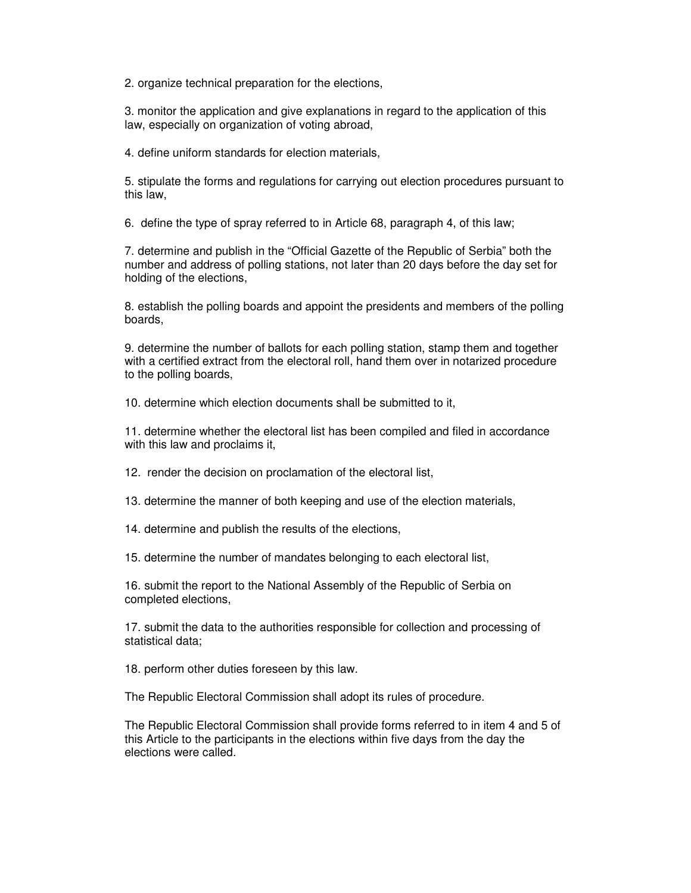2. organize technical preparation for the elections,

3. monitor the application and give explanations in regard to the application of this law, especially on organization of voting abroad,

4. define uniform standards for election materials,

5. stipulate the forms and regulations for carrying out election procedures pursuant to this law,

6. define the type of spray referred to in Article 68, paragraph 4, of this law;

7. determine and publish in the "Official Gazette of the Republic of Serbia" both the number and address of polling stations, not later than 20 days before the day set for holding of the elections,

8. establish the polling boards and appoint the presidents and members of the polling boards,

9. determine the number of ballots for each polling station, stamp them and together with a certified extract from the electoral roll, hand them over in notarized procedure to the polling boards,

10. determine which election documents shall be submitted to it,

11. determine whether the electoral list has been compiled and filed in accordance with this law and proclaims it,

12. render the decision on proclamation of the electoral list,

13. determine the manner of both keeping and use of the election materials,

14. determine and publish the results of the elections,

15. determine the number of mandates belonging to each electoral list,

16. submit the report to the National Assembly of the Republic of Serbia on completed elections,

17. submit the data to the authorities responsible for collection and processing of statistical data;

18. perform other duties foreseen by this law.

The Republic Electoral Commission shall adopt its rules of procedure.

The Republic Electoral Commission shall provide forms referred to in item 4 and 5 of this Article to the participants in the elections within five days from the day the elections were called.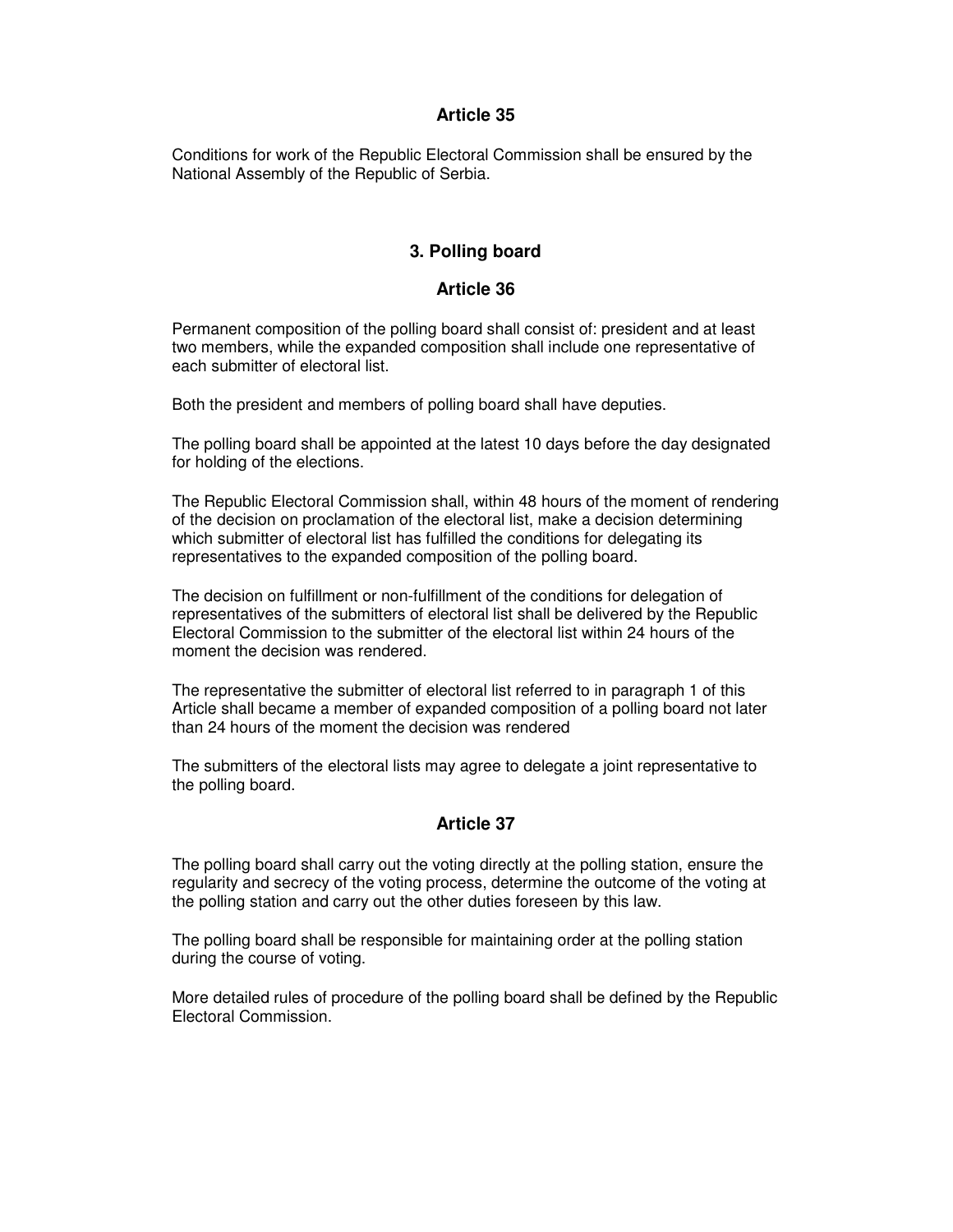### Article 35

Conditions for work of the Republic Electoral Commission shall be ensured by the National Assembly of the Republic of Serbia.

## 3. Polling board

### Article 36

Permanent composition of the polling board shall consist of: president and at least two members, while the expanded composition shall include one representative of each submitter of electoral list.

Both the president and members of polling board shall have deputies.

The polling board shall be appointed at the latest 10 days before the day designated for holding of the elections.

The Republic Electoral Commission shall, within 48 hours of the moment of rendering of the decision on proclamation of the electoral list, make a decision determining which submitter of electoral list has fulfilled the conditions for delegating its representatives to the expanded composition of the polling board.

The decision on fulfillment or non-fulfillment of the conditions for delegation of representatives of the submitters of electoral list shall be delivered by the Republic Electoral Commission to the submitter of the electoral list within 24 hours of the moment the decision was rendered.

The representative the submitter of electoral list referred to in paragraph 1 of this Article shall became a member of expanded composition of a polling board not later than 24 hours of the moment the decision was rendered

The submitters of the electoral lists may agree to delegate a joint representative to the polling board.

### Article 37

The polling board shall carry out the voting directly at the polling station, ensure the regularity and secrecy of the voting process, determine the outcome of the voting at the polling station and carry out the other duties foreseen by this law.

The polling board shall be responsible for maintaining order at the polling station during the course of voting.

More detailed rules of procedure of the polling board shall be defined by the Republic Electoral Commission.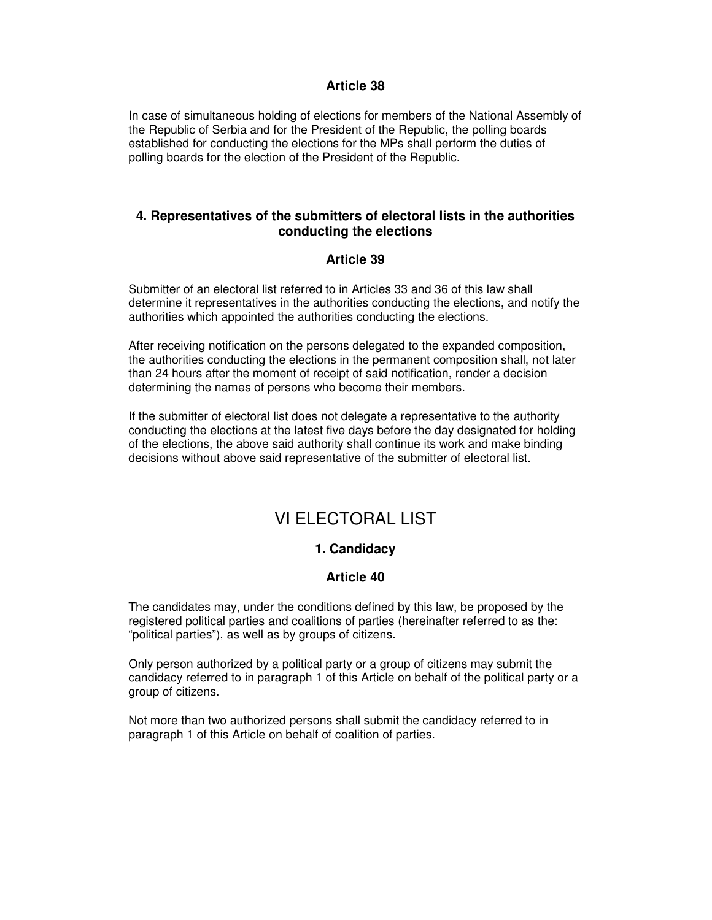### Article 38

In case of simultaneous holding of elections for members of the National Assembly of the Republic of Serbia and for the President of the Republic, the polling boards established for conducting the elections for the MPs shall perform the duties of polling boards for the election of the President of the Republic.

### 4. Representatives of the submitters of electoral lists in the authorities conducting the elections

### Article 39

Submitter of an electoral list referred to in Articles 33 and 36 of this law shall determine it representatives in the authorities conducting the elections, and notify the authorities which appointed the authorities conducting the elections.

After receiving notification on the persons delegated to the expanded composition, the authorities conducting the elections in the permanent composition shall, not later than 24 hours after the moment of receipt of said notification, render a decision determining the names of persons who become their members.

If the submitter of electoral list does not delegate a representative to the authority conducting the elections at the latest five days before the day designated for holding of the elections, the above said authority shall continue its work and make binding decisions without above said representative of the submitter of electoral list.

## VI ELECTORAL LIST

### 1. Candidacy

### Article 40

The candidates may, under the conditions defined by this law, be proposed by the registered political parties and coalitions of parties (hereinafter referred to as the: “political parties”), as well as by groups of citizens.

Only person authorized by a political party or a group of citizens may submit the candidacy referred to in paragraph 1 of this Article on behalf of the political party or a group of citizens.

Not more than two authorized persons shall submit the candidacy referred to in paragraph 1 of this Article on behalf of coalition of parties.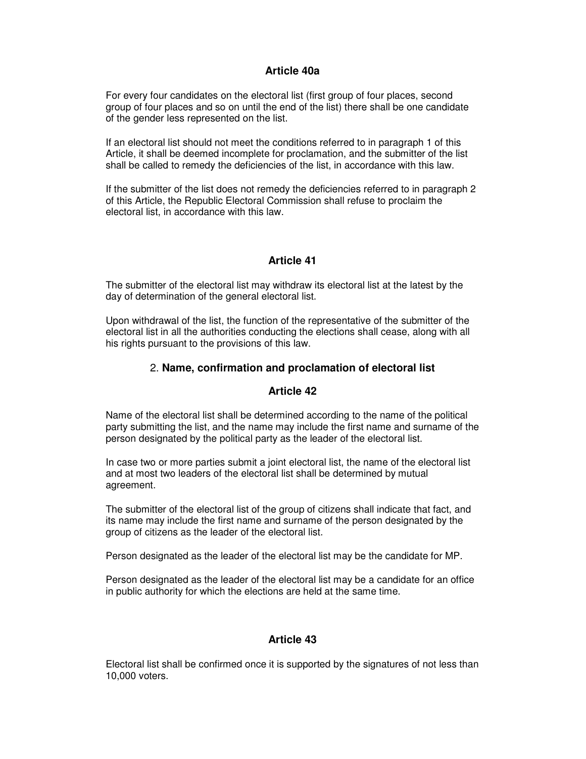### Article 40a

For every four candidates on the electoral list (first group of four places, second group of four places and so on until the end of the list) there shall be one candidate of the gender less represented on the list.

If an electoral list should not meet the conditions referred to in paragraph 1 of this Article, it shall be deemed incomplete for proclamation, and the submitter of the list shall be called to remedy the deficiencies of the list, in accordance with this law.

If the submitter of the list does not remedy the deficiencies referred to in paragraph 2 of this Article, the Republic Electoral Commission shall refuse to proclaim the electoral list, in accordance with this law.

### Article 41

The submitter of the electoral list may withdraw its electoral list at the latest by the day of determination of the general electoral list.

Upon withdrawal of the list, the function of the representative of the submitter of the electoral list in all the authorities conducting the elections shall cease, along with all his rights pursuant to the provisions of this law.

## 2. **Name, confirmation and proclamation of electoral list**

### Article 42

Name of the electoral list shall be determined according to the name of the political party submitting the list, and the name may include the first name and surname of the person designated by the political party as the leader of the electoral list.

In case two or more parties submit a joint electoral list, the name of the electoral list and at most two leaders of the electoral list shall be determined by mutual agreement.

The submitter of the electoral list of the group of citizens shall indicate that fact, and its name may include the first name and surname of the person designated by the group of citizens as the leader of the electoral list.

Person designated as the leader of the electoral list may be the candidate for MP.

Person designated as the leader of the electoral list may be a candidate for an office in public authority for which the elections are held at the same time.

### Article 43

Electoral list shall be confirmed once it is supported by the signatures of not less than 10,000 voters.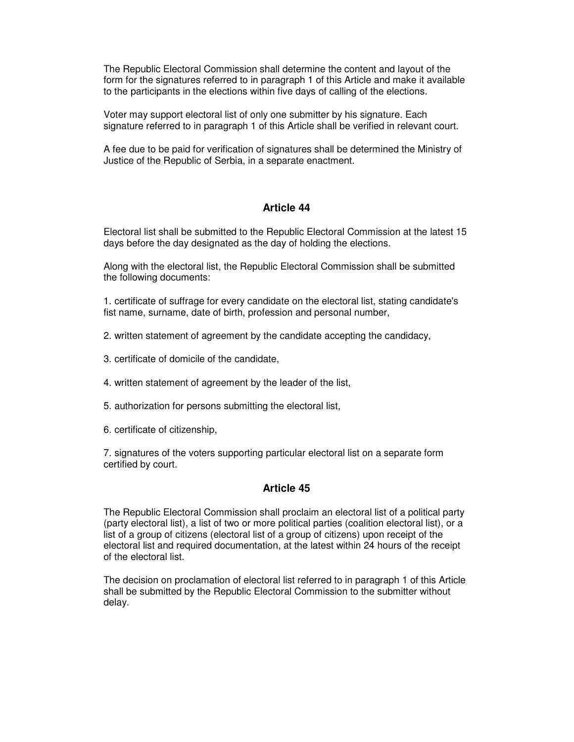The Republic Electoral Commission shall determine the content and layout of the form for the signatures referred to in paragraph 1 of this Article and make it available to the participants in the elections within five days of calling of the elections.

Voter may support electoral list of only one submitter by his signature. Each signature referred to in paragraph 1 of this Article shall be verified in relevant court.

A fee due to be paid for verification of signatures shall be determined the Ministry of Justice of the Republic of Serbia, in a separate enactment.

### Article 44

Electoral list shall be submitted to the Republic Electoral Commission at the latest 15 days before the day designated as the day of holding the elections.

Along with the electoral list, the Republic Electoral Commission shall be submitted the following documents:

1. certificate of suffrage for every candidate on the electoral list, stating candidate's fist name, surname, date of birth, profession and personal number,

2. written statement of agreement by the candidate accepting the candidacy,

3. certificate of domicile of the candidate,

4. written statement of agreement by the leader of the list,

5. authorization for persons submitting the electoral list,

6. certificate of citizenship,

7. signatures of the voters supporting particular electoral list on a separate form certified by court.

### Article 45

The Republic Electoral Commission shall proclaim an electoral list of a political party (party electoral list), a list of two or more political parties (coalition electoral list), or a list of a group of citizens (electoral list of a group of citizens) upon receipt of the electoral list and required documentation, at the latest within 24 hours of the receipt of the electoral list.

The decision on proclamation of electoral list referred to in paragraph 1 of this Article shall be submitted by the Republic Electoral Commission to the submitter without delay.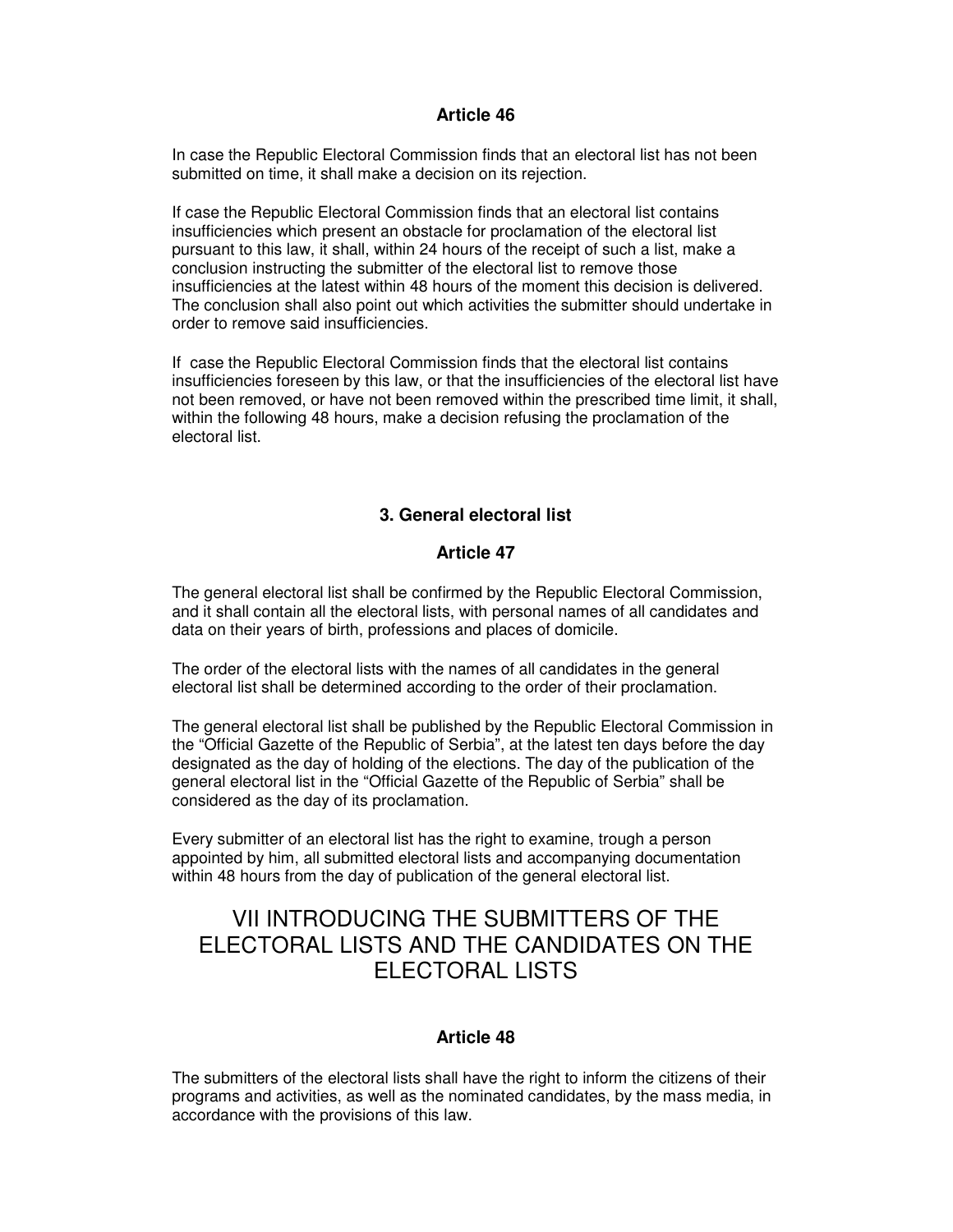### Article 46

In case the Republic Electoral Commission finds that an electoral list has not been submitted on time, it shall make a decision on its rejection.

If case the Republic Electoral Commission finds that an electoral list contains insufficiencies which present an obstacle for proclamation of the electoral list pursuant to this law, it shall, within 24 hours of the receipt of such a list, make a conclusion instructing the submitter of the electoral list to remove those insufficiencies at the latest within 48 hours of the moment this decision is delivered. The conclusion shall also point out which activities the submitter should undertake in order to remove said insufficiencies.

If case the Republic Electoral Commission finds that the electoral list contains insufficiencies foreseen by this law, or that the insufficiencies of the electoral list have not been removed, or have not been removed within the prescribed time limit, it shall, within the following 48 hours, make a decision refusing the proclamation of the electoral list.

### 3. General electoral list

### Article 47

The general electoral list shall be confirmed by the Republic Electoral Commission, and it shall contain all the electoral lists, with personal names of all candidates and data on their years of birth, professions and places of domicile.

The order of the electoral lists with the names of all candidates in the general electoral list shall be determined according to the order of their proclamation.

The general electoral list shall be published by the Republic Electoral Commission in the "Official Gazette of the Republic of Serbia", at the latest ten days before the day designated as the day of holding of the elections. The day of the publication of the general electoral list in the "Official Gazette of the Republic of Serbia" shall be considered as the day of its proclamation.

Every submitter of an electoral list has the right to examine, trough a person appointed by him, all submitted electoral lists and accompanying documentation within 48 hours from the day of publication of the general electoral list.

## VII INTRODUCING THE SUBMITTERS OF THE ELECTORAL LISTS AND THE CANDIDATES ON THE ELECTORAL LISTS

### Article 48

The submitters of the electoral lists shall have the right to inform the citizens of their programs and activities, as well as the nominated candidates, by the mass media, in accordance with the provisions of this law.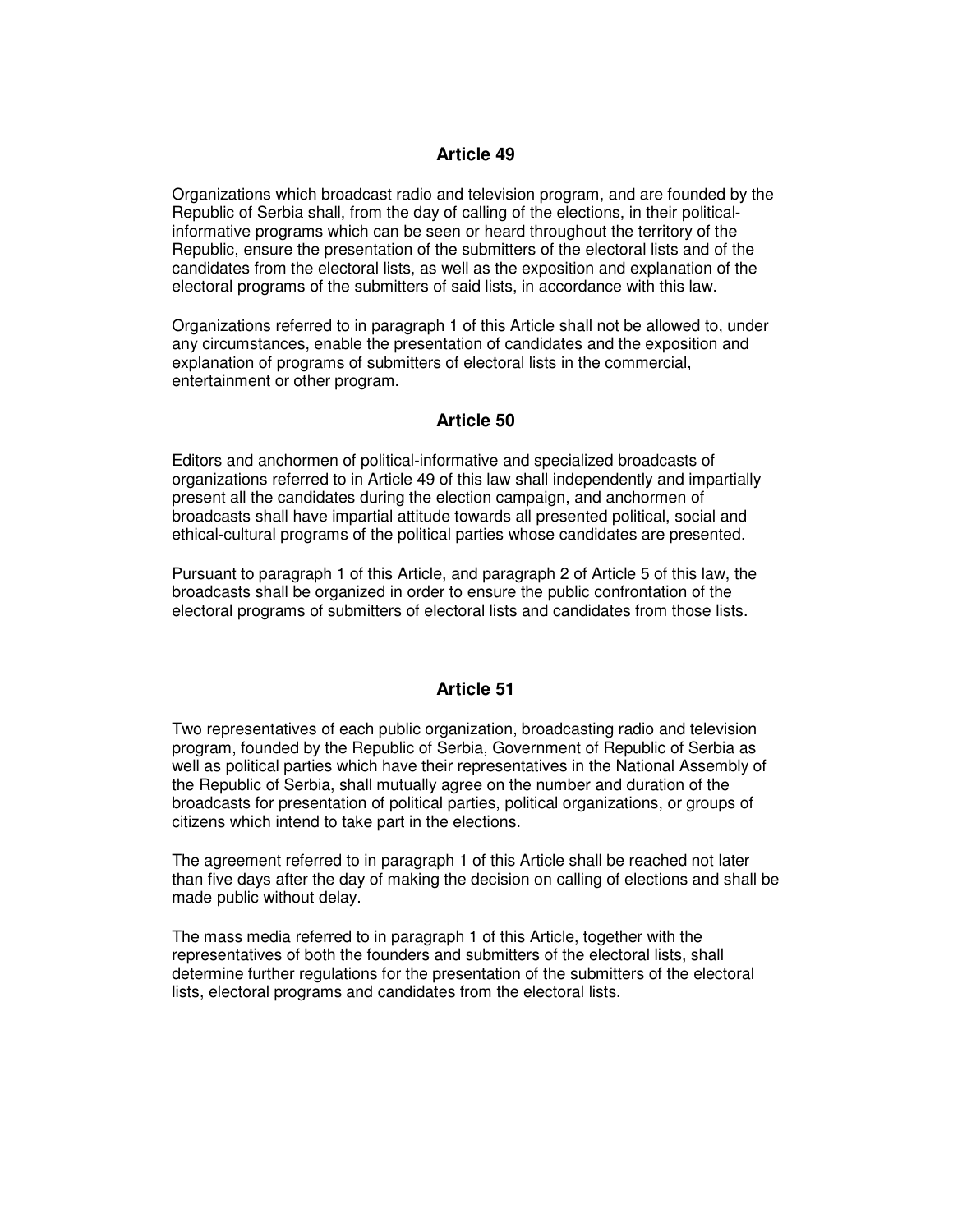## Article 49

Organizations which broadcast radio and television program, and are founded by the Republic of Serbia shall, from the day of calling of the elections, in their political-informative programs which can be seen or heard throughout the territory of the Republic, ensure the presentation of the submitters of the electoral lists and of the candidates from the electoral lists, as well as the exposition and explanation of the electoral programs of the submitters of said lists, in accordance with this law.

Organizations referred to in paragraph 1 of this Article shall not be allowed to, under any circumstances, enable the presentation of candidates and the exposition and explanation of programs of submitters of electoral lists in the commercial, entertainment or other program.

## Article 50

Editors and anchormen of political-informative and specialized broadcasts of organizations referred to in Article 49 of this law shall independently and impartially present all the candidates during the election campaign, and anchormen of broadcasts shall have impartial attitude towards all presented political, social and ethical-cultural programs of the political parties whose candidates are presented.

Pursuant to paragraph 1 of this Article, and paragraph 2 of Article 5 of this law, the broadcasts shall be organized in order to ensure the public confrontation of the electoral programs of submitters of electoral lists and candidates from those lists.

## Article 51

Two representatives of each public organization, broadcasting radio and television program, founded by the Republic of Serbia, Government of Republic of Serbia as well as political parties which have their representatives in the National Assembly of the Republic of Serbia, shall mutually agree on the number and duration of the broadcasts for presentation of political parties, political organizations, or groups of citizens which intend to take part in the elections.

The agreement referred to in paragraph 1 of this Article shall be reached not later than five days after the day of making the decision on calling of elections and shall be made public without delay.

The mass media referred to in paragraph 1 of this Article, together with the representatives of both the founders and submitters of the electoral lists, shall determine further regulations for the presentation of the submitters of the electoral lists, electoral programs and candidates from the electoral lists.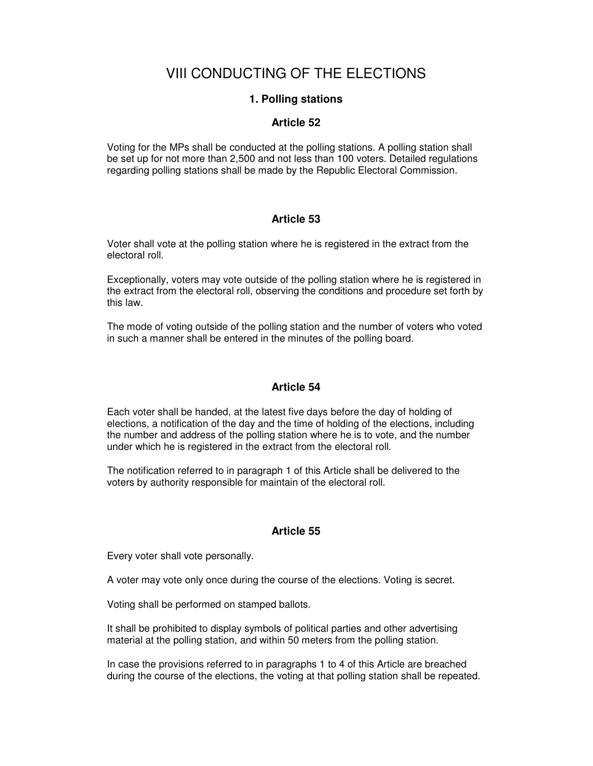# VIII CONDUCTING OF THE ELECTIONS

### 1. Polling stations

### Article 52

Voting for the MPs shall be conducted at the polling stations. A polling station shall be set up for not more than 2,500 and not less than 100 voters. Detailed regulations regarding polling stations shall be made by the Republic Electoral Commission.

### Article 53

Voter shall vote at the polling station where he is registered in the extract from the electoral roll.

Exceptionally, voters may vote outside of the polling station where he is registered in the extract from the electoral roll, observing the conditions and procedure set forth by this law.

The mode of voting outside of the polling station and the number of voters who voted in such a manner shall be entered in the minutes of the polling board.

### Article 54

Each voter shall be handed, at the latest five days before the day of holding of elections, a notification of the day and the time of holding of the elections, including the number and address of the polling station where he is to vote, and the number under which he is registered in the extract from the electoral roll.

The notification referred to in paragraph 1 of this Article shall be delivered to the voters by authority responsible for maintain of the electoral roll.

### Article 55

Every voter shall vote personally.

A voter may vote only once during the course of the elections. Voting is secret.

Voting shall be performed on stamped ballots.

It shall be prohibited to display symbols of political parties and other advertising material at the polling station, and within 50 meters from the polling station.

In case the provisions referred to in paragraphs 1 to 4 of this Article are breached during the course of the elections, the voting at that polling station shall be repeated.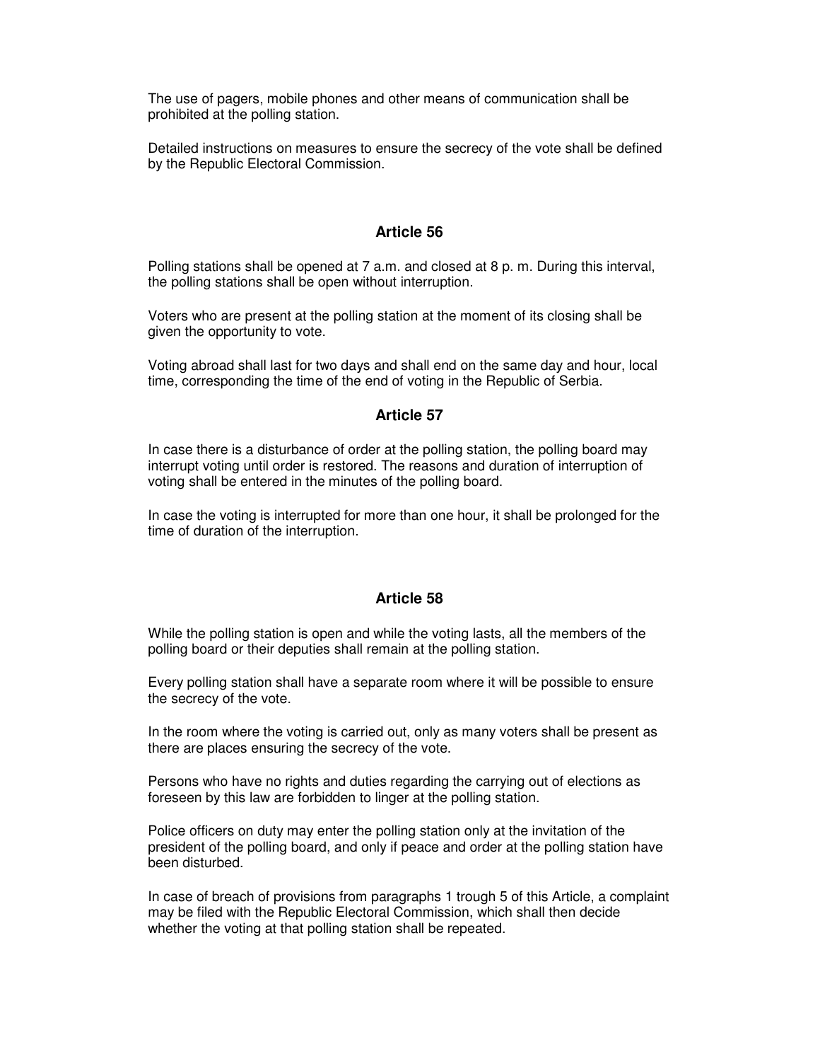The use of pagers, mobile phones and other means of communication shall be prohibited at the polling station.

Detailed instructions on measures to ensure the secrecy of the vote shall be defined by the Republic Electoral Commission.

### Article 56

Polling stations shall be opened at 7 a.m. and closed at 8 p. m. During this interval, the polling stations shall be open without interruption.

Voters who are present at the polling station at the moment of its closing shall be given the opportunity to vote.

Voting abroad shall last for two days and shall end on the same day and hour, local time, corresponding the time of the end of voting in the Republic of Serbia.

### Article 57

In case there is a disturbance of order at the polling station, the polling board may interrupt voting until order is restored. The reasons and duration of interruption of voting shall be entered in the minutes of the polling board.

In case the voting is interrupted for more than one hour, it shall be prolonged for the time of duration of the interruption.

### Article 58

While the polling station is open and while the voting lasts, all the members of the polling board or their deputies shall remain at the polling station.

Every polling station shall have a separate room where it will be possible to ensure the secrecy of the vote.

In the room where the voting is carried out, only as many voters shall be present as there are places ensuring the secrecy of the vote.

Persons who have no rights and duties regarding the carrying out of elections as foreseen by this law are forbidden to linger at the polling station.

Police officers on duty may enter the polling station only at the invitation of the president of the polling board, and only if peace and order at the polling station have been disturbed.

In case of breach of provisions from paragraphs 1 trough 5 of this Article, a complaint may be filed with the Republic Electoral Commission, which shall then decide whether the voting at that polling station shall be repeated.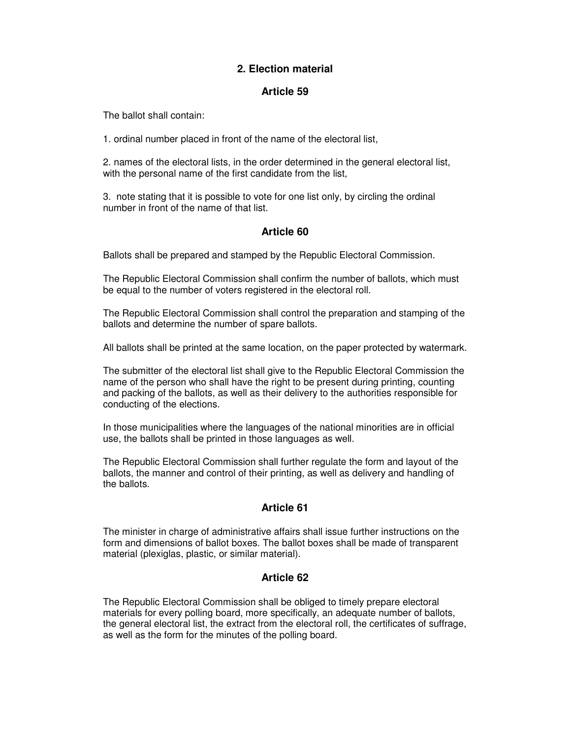## 2. Election material

### Article 59

The ballot shall contain:

1. ordinal number placed in front of the name of the electoral list,

2. names of the electoral lists, in the order determined in the general electoral list, with the personal name of the first candidate from the list,

3. note stating that it is possible to vote for one list only, by circling the ordinal number in front of the name of that list.

### Article 60

Ballots shall be prepared and stamped by the Republic Electoral Commission.

The Republic Electoral Commission shall confirm the number of ballots, which must be equal to the number of voters registered in the electoral roll.

The Republic Electoral Commission shall control the preparation and stamping of the ballots and determine the number of spare ballots.

All ballots shall be printed at the same location, on the paper protected by watermark.

The submitter of the electoral list shall give to the Republic Electoral Commission the name of the person who shall have the right to be present during printing, counting and packing of the ballots, as well as their delivery to the authorities responsible for conducting of the elections.

In those municipalities where the languages of the national minorities are in official use, the ballots shall be printed in those languages as well.

The Republic Electoral Commission shall further regulate the form and layout of the ballots, the manner and control of their printing, as well as delivery and handling of the ballots.

### Article 61

The minister in charge of administrative affairs shall issue further instructions on the form and dimensions of ballot boxes. The ballot boxes shall be made of transparent material (plexiglas, plastic, or similar material).

### Article 62

The Republic Electoral Commission shall be obliged to timely prepare electoral materials for every polling board, more specifically, an adequate number of ballots, the general electoral list, the extract from the electoral roll, the certificates of suffrage, as well as the form for the minutes of the polling board.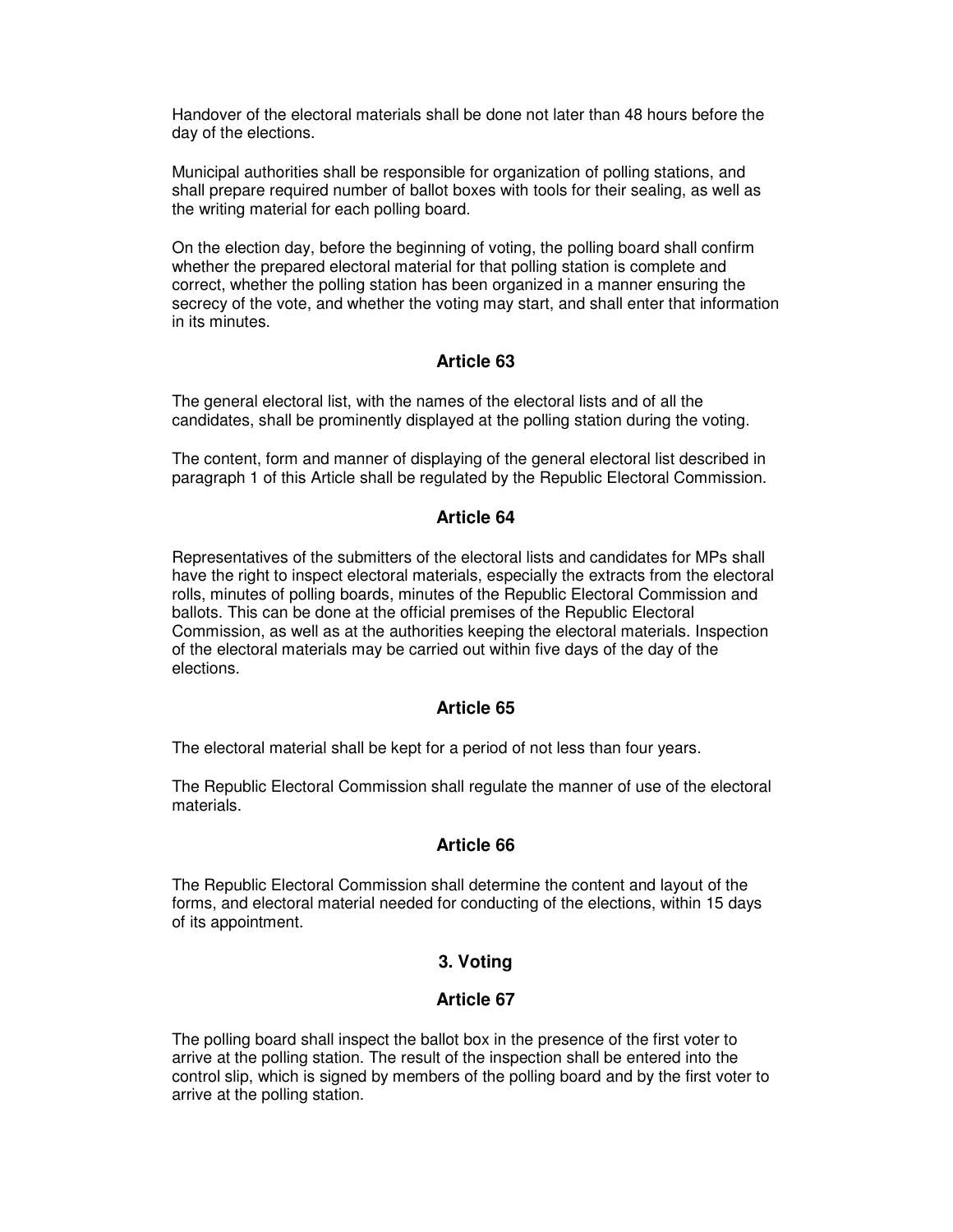Handover of the electoral materials shall be done not later than 48 hours before the day of the elections.

Municipal authorities shall be responsible for organization of polling stations, and shall prepare required number of ballot boxes with tools for their sealing, as well as the writing material for each polling board.

On the election day, before the beginning of voting, the polling board shall confirm whether the prepared electoral material for that polling station is complete and correct, whether the polling station has been organized in a manner ensuring the secrecy of the vote, and whether the voting may start, and shall enter that information in its minutes.

### Article 63

The general electoral list, with the names of the electoral lists and of all the candidates, shall be prominently displayed at the polling station during the voting.

The content, form and manner of displaying of the general electoral list described in paragraph 1 of this Article shall be regulated by the Republic Electoral Commission.

### Article 64

Representatives of the submitters of the electoral lists and candidates for MPs shall have the right to inspect electoral materials, especially the extracts from the electoral rolls, minutes of polling boards, minutes of the Republic Electoral Commission and ballots. This can be done at the official premises of the Republic Electoral Commission, as well as at the authorities keeping the electoral materials. Inspection of the electoral materials may be carried out within five days of the day of the elections.

### Article 65

The electoral material shall be kept for a period of not less than four years.

The Republic Electoral Commission shall regulate the manner of use of the electoral materials.

### Article 66

The Republic Electoral Commission shall determine the content and layout of the forms, and electoral material needed for conducting of the elections, within 15 days of its appointment.

## 3. Voting

### Article 67

The polling board shall inspect the ballot box in the presence of the first voter to arrive at the polling station. The result of the inspection shall be entered into the control slip, which is signed by members of the polling board and by the first voter to arrive at the polling station.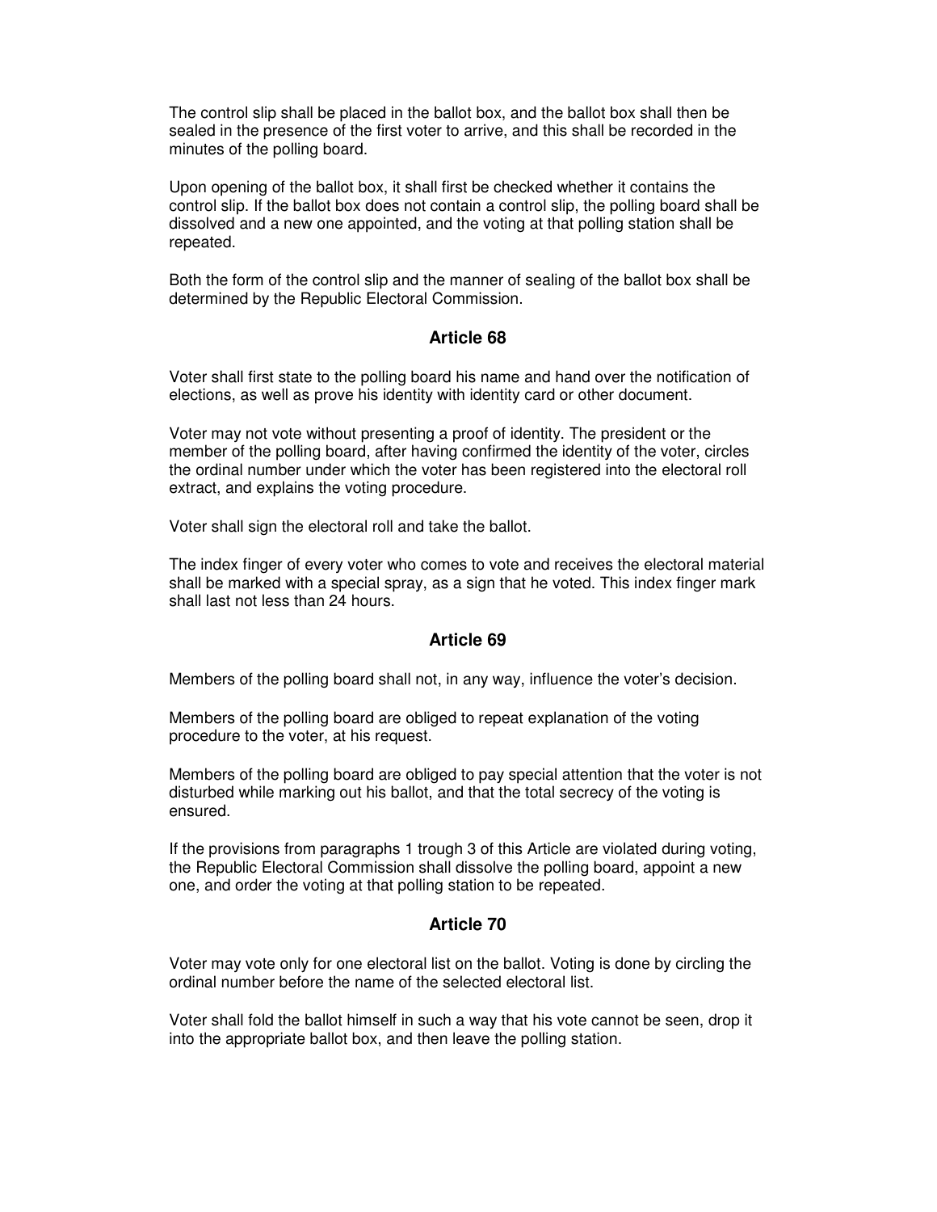The control slip shall be placed in the ballot box, and the ballot box shall then be sealed in the presence of the first voter to arrive, and this shall be recorded in the minutes of the polling board.

Upon opening of the ballot box, it shall first be checked whether it contains the control slip. If the ballot box does not contain a control slip, the polling board shall be dissolved and a new one appointed, and the voting at that polling station shall be repeated.

Both the form of the control slip and the manner of sealing of the ballot box shall be determined by the Republic Electoral Commission.

### Article 68

Voter shall first state to the polling board his name and hand over the notification of elections, as well as prove his identity with identity card or other document.

Voter may not vote without presenting a proof of identity. The president or the member of the polling board, after having confirmed the identity of the voter, circles the ordinal number under which the voter has been registered into the electoral roll extract, and explains the voting procedure.

Voter shall sign the electoral roll and take the ballot.

The index finger of every voter who comes to vote and receives the electoral material shall be marked with a special spray, as a sign that he voted. This index finger mark shall last not less than 24 hours.

### Article 69

Members of the polling board shall not, in any way, influence the voter's decision.

Members of the polling board are obliged to repeat explanation of the voting procedure to the voter, at his request.

Members of the polling board are obliged to pay special attention that the voter is not disturbed while marking out his ballot, and that the total secrecy of the voting is ensured.

If the provisions from paragraphs 1 trough 3 of this Article are violated during voting, the Republic Electoral Commission shall dissolve the polling board, appoint a new one, and order the voting at that polling station to be repeated.

### Article 70

Voter may vote only for one electoral list on the ballot. Voting is done by circling the ordinal number before the name of the selected electoral list.

Voter shall fold the ballot himself in such a way that his vote cannot be seen, drop it into the appropriate ballot box, and then leave the polling station.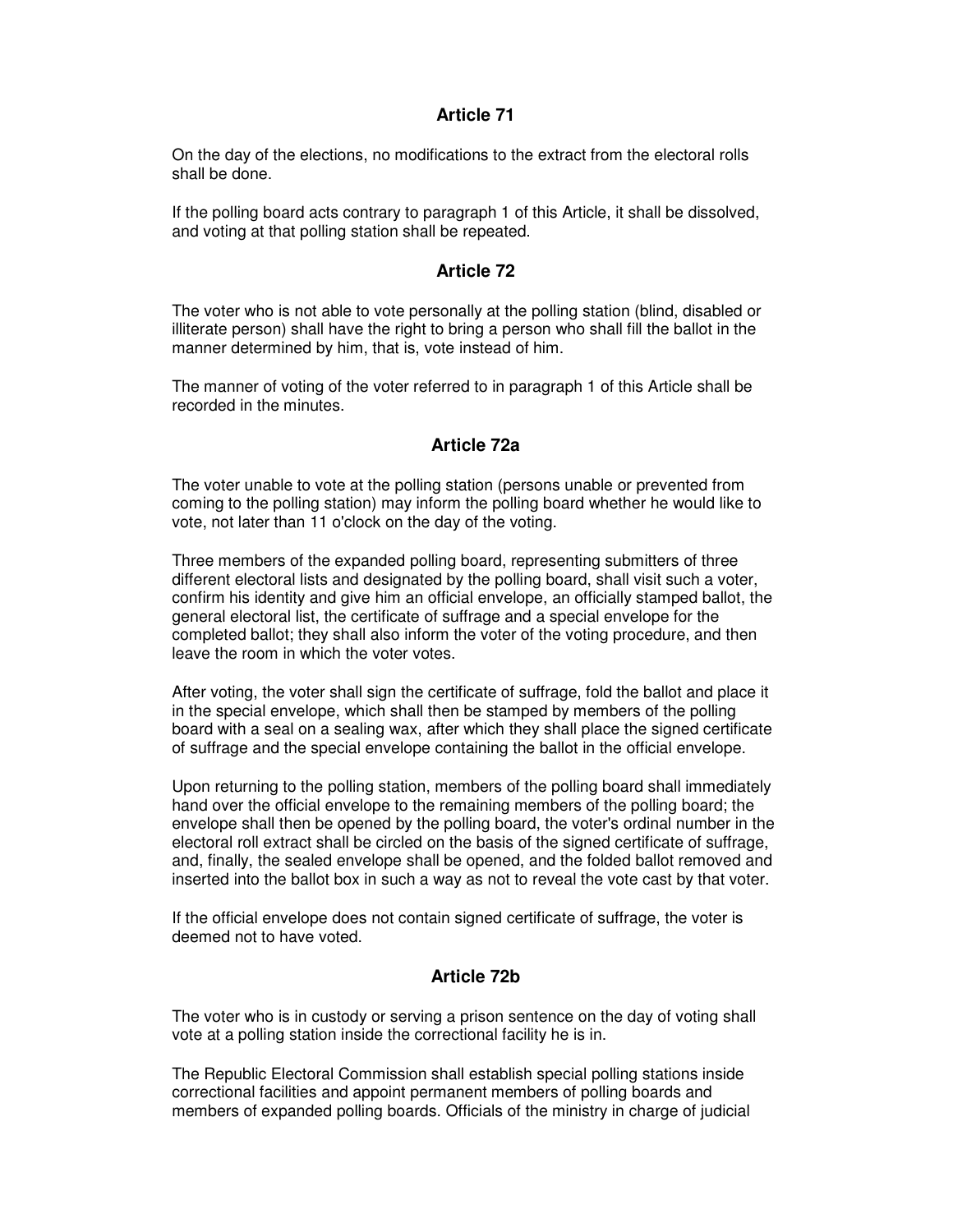## Article 71

On the day of the elections, no modifications to the extract from the electoral rolls shall be done.

If the polling board acts contrary to paragraph 1 of this Article, it shall be dissolved, and voting at that polling station shall be repeated.

## Article 72

The voter who is not able to vote personally at the polling station (blind, disabled or illiterate person) shall have the right to bring a person who shall fill the ballot in the manner determined by him, that is, vote instead of him.

The manner of voting of the voter referred to in paragraph 1 of this Article shall be recorded in the minutes.

## Article 72a

The voter unable to vote at the polling station (persons unable or prevented from coming to the polling station) may inform the polling board whether he would like to vote, not later than 11 o'clock on the day of the voting.

Three members of the expanded polling board, representing submitters of three different electoral lists and designated by the polling board, shall visit such a voter, confirm his identity and give him an official envelope, an officially stamped ballot, the general electoral list, the certificate of suffrage and a special envelope for the completed ballot; they shall also inform the voter of the voting procedure, and then leave the room in which the voter votes.

After voting, the voter shall sign the certificate of suffrage, fold the ballot and place it in the special envelope, which shall then be stamped by members of the polling board with a seal on a sealing wax, after which they shall place the signed certificate of suffrage and the special envelope containing the ballot in the official envelope.

Upon returning to the polling station, members of the polling board shall immediately hand over the official envelope to the remaining members of the polling board; the envelope shall then be opened by the polling board, the voter's ordinal number in the electoral roll extract shall be circled on the basis of the signed certificate of suffrage, and, finally, the sealed envelope shall be opened, and the folded ballot removed and inserted into the ballot box in such a way as not to reveal the vote cast by that voter.

If the official envelope does not contain signed certificate of suffrage, the voter is deemed not to have voted.

## Article 72b

The voter who is in custody or serving a prison sentence on the day of voting shall vote at a polling station inside the correctional facility he is in.

The Republic Electoral Commission shall establish special polling stations inside correctional facilities and appoint permanent members of polling boards and members of expanded polling boards. Officials of the ministry in charge of judicial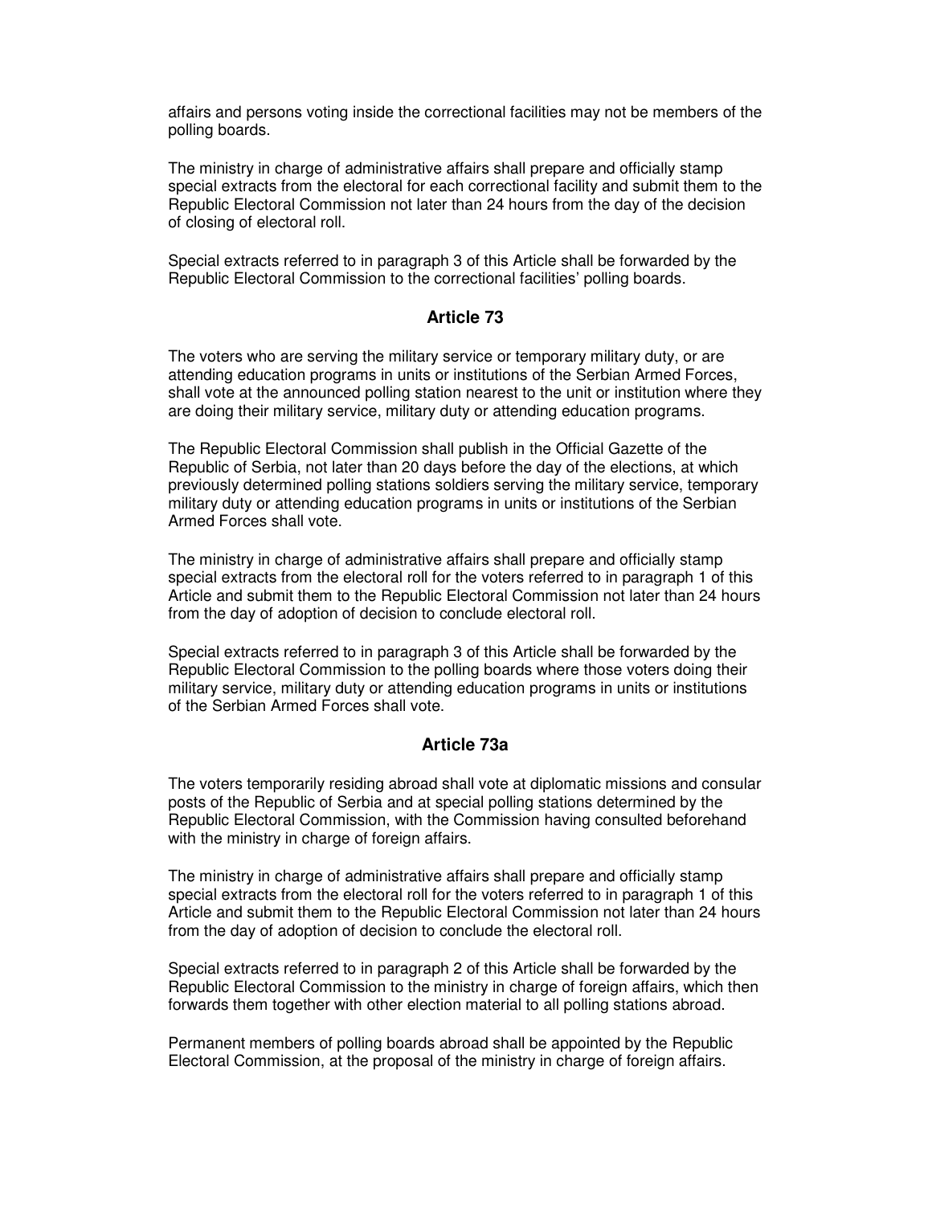affairs and persons voting inside the correctional facilities may not be members of the polling boards.

The ministry in charge of administrative affairs shall prepare and officially stamp special extracts from the electoral for each correctional facility and submit them to the Republic Electoral Commission not later than 24 hours from the day of the decision of closing of electoral roll.

Special extracts referred to in paragraph 3 of this Article shall be forwarded by the Republic Electoral Commission to the correctional facilities' polling boards.

## Article 73

The voters who are serving the military service or temporary military duty, or are attending education programs in units or institutions of the Serbian Armed Forces, shall vote at the announced polling station nearest to the unit or institution where they are doing their military service, military duty or attending education programs.

The Republic Electoral Commission shall publish in the Official Gazette of the Republic of Serbia, not later than 20 days before the day of the elections, at which previously determined polling stations soldiers serving the military service, temporary military duty or attending education programs in units or institutions of the Serbian Armed Forces shall vote.

The ministry in charge of administrative affairs shall prepare and officially stamp special extracts from the electoral roll for the voters referred to in paragraph 1 of this Article and submit them to the Republic Electoral Commission not later than 24 hours from the day of adoption of decision to conclude electoral roll.

Special extracts referred to in paragraph 3 of this Article shall be forwarded by the Republic Electoral Commission to the polling boards where those voters doing their military service, military duty or attending education programs in units or institutions of the Serbian Armed Forces shall vote.

## Article 73a

The voters temporarily residing abroad shall vote at diplomatic missions and consular posts of the Republic of Serbia and at special polling stations determined by the Republic Electoral Commission, with the Commission having consulted beforehand with the ministry in charge of foreign affairs.

The ministry in charge of administrative affairs shall prepare and officially stamp special extracts from the electoral roll for the voters referred to in paragraph 1 of this Article and submit them to the Republic Electoral Commission not later than 24 hours from the day of adoption of decision to conclude the electoral roll.

Special extracts referred to in paragraph 2 of this Article shall be forwarded by the Republic Electoral Commission to the ministry in charge of foreign affairs, which then forwards them together with other election material to all polling stations abroad.

Permanent members of polling boards abroad shall be appointed by the Republic Electoral Commission, at the proposal of the ministry in charge of foreign affairs.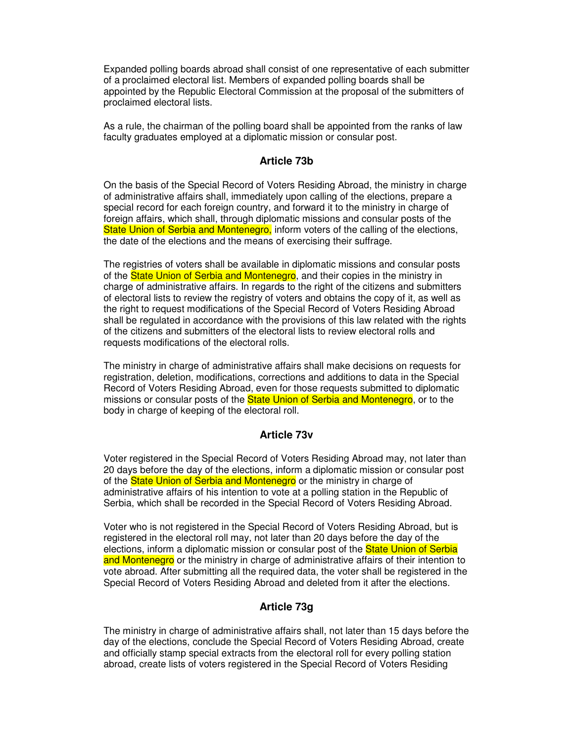Expanded polling boards abroad shall consist of one representative of each submitter of a proclaimed electoral list. Members of expanded polling boards shall be appointed by the Republic Electoral Commission at the proposal of the submitters of proclaimed electoral lists.

As a rule, the chairman of the polling board shall be appointed from the ranks of law faculty graduates employed at a diplomatic mission or consular post.

### Article 73b

On the basis of the Special Record of Voters Residing Abroad, the ministry in charge of administrative affairs shall, immediately upon calling of the elections, prepare a special record for each foreign country, and forward it to the ministry in charge of foreign affairs, which shall, through diplomatic missions and consular posts of the State Union of Serbia and Montenegro, inform voters of the calling of the elections, the date of the elections and the means of exercising their suffrage.

The registries of voters shall be available in diplomatic missions and consular posts of the State Union of Serbia and Montenegro, and their copies in the ministry in charge of administrative affairs. In regards to the right of the citizens and submitters of electoral lists to review the registry of voters and obtains the copy of it, as well as the right to request modifications of the Special Record of Voters Residing Abroad shall be regulated in accordance with the provisions of this law related with the rights of the citizens and submitters of the electoral lists to review electoral rolls and requests modifications of the electoral rolls.

The ministry in charge of administrative affairs shall make decisions on requests for registration, deletion, modifications, corrections and additions to data in the Special Record of Voters Residing Abroad, even for those requests submitted to diplomatic missions or consular posts of the State Union of Serbia and Montenegro, or to the body in charge of keeping of the electoral roll.

### Article 73v

Voter registered in the Special Record of Voters Residing Abroad may, not later than 20 days before the day of the elections, inform a diplomatic mission or consular post of the State Union of Serbia and Montenegro or the ministry in charge of administrative affairs of his intention to vote at a polling station in the Republic of Serbia, which shall be recorded in the Special Record of Voters Residing Abroad.

Voter who is not registered in the Special Record of Voters Residing Abroad, but is registered in the electoral roll may, not later than 20 days before the day of the elections, inform a diplomatic mission or consular post of the State Union of Serbia and Montenegro or the ministry in charge of administrative affairs of their intention to vote abroad. After submitting all the required data, the voter shall be registered in the Special Record of Voters Residing Abroad and deleted from it after the elections.

### Article 73g

The ministry in charge of administrative affairs shall, not later than 15 days before the day of the elections, conclude the Special Record of Voters Residing Abroad, create and officially stamp special extracts from the electoral roll for every polling station abroad, create lists of voters registered in the Special Record of Voters Residing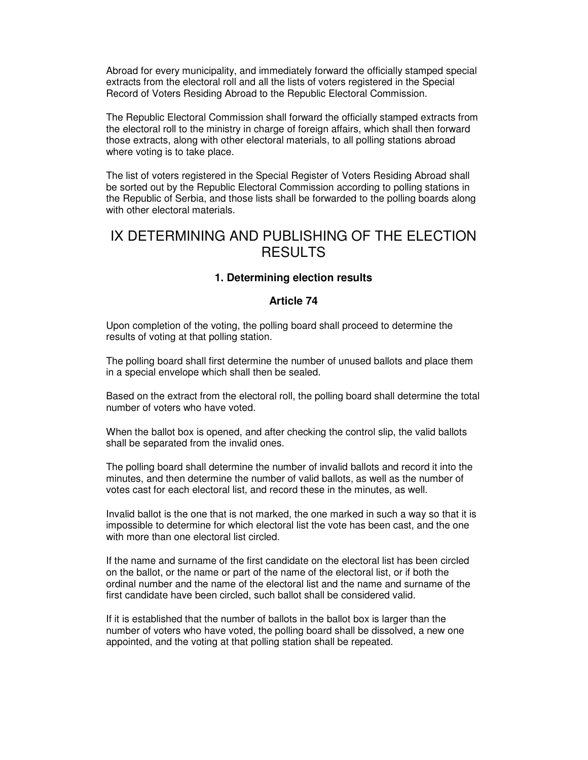Abroad for every municipality, and immediately forward the officially stamped special extracts from the electoral roll and all the lists of voters registered in the Special Record of Voters Residing Abroad to the Republic Electoral Commission.

The Republic Electoral Commission shall forward the officially stamped extracts from the electoral roll to the ministry in charge of foreign affairs, which shall then forward those extracts, along with other electoral materials, to all polling stations abroad where voting is to take place.

The list of voters registered in the Special Register of Voters Residing Abroad shall be sorted out by the Republic Electoral Commission according to polling stations in the Republic of Serbia, and those lists shall be forwarded to the polling boards along with other electoral materials.

# IX DETERMINING AND PUBLISHING OF THE ELECTION RESULTS

### 1. Determining election results

### Article 74

Upon completion of the voting, the polling board shall proceed to determine the results of voting at that polling station.

The polling board shall first determine the number of unused ballots and place them in a special envelope which shall then be sealed.

Based on the extract from the electoral roll, the polling board shall determine the total number of voters who have voted.

When the ballot box is opened, and after checking the control slip, the valid ballots shall be separated from the invalid ones.

The polling board shall determine the number of invalid ballots and record it into the minutes, and then determine the number of valid ballots, as well as the number of votes cast for each electoral list, and record these in the minutes, as well.

Invalid ballot is the one that is not marked, the one marked in such a way so that it is impossible to determine for which electoral list the vote has been cast, and the one with more than one electoral list circled.

If the name and surname of the first candidate on the electoral list has been circled on the ballot, or the name or part of the name of the electoral list, or if both the ordinal number and the name of the electoral list and the name and surname of the first candidate have been circled, such ballot shall be considered valid.

If it is established that the number of ballots in the ballot box is larger than the number of voters who have voted, the polling board shall be dissolved, a new one appointed, and the voting at that polling station shall be repeated.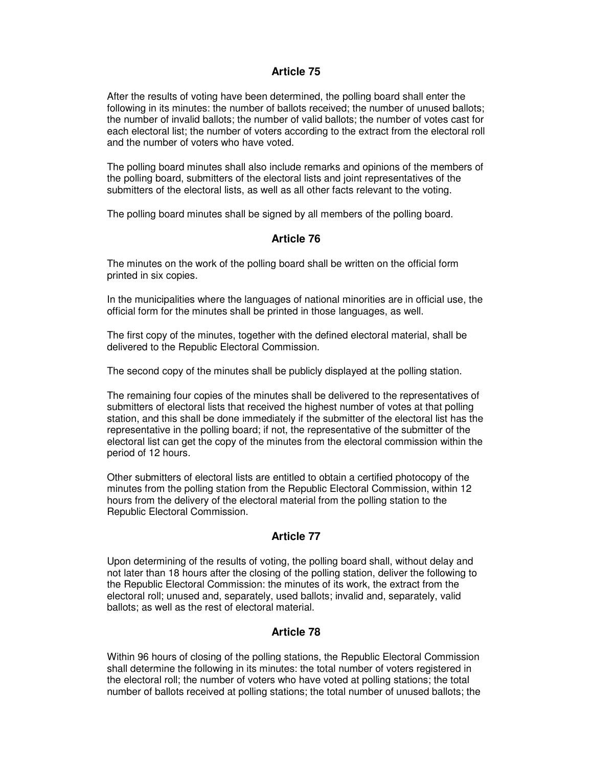## Article 75

After the results of voting have been determined, the polling board shall enter the following in its minutes: the number of ballots received; the number of unused ballots; the number of invalid ballots; the number of valid ballots; the number of votes cast for each electoral list; the number of voters according to the extract from the electoral roll and the number of voters who have voted.

The polling board minutes shall also include remarks and opinions of the members of the polling board, submitters of the electoral lists and joint representatives of the submitters of the electoral lists, as well as all other facts relevant to the voting.

The polling board minutes shall be signed by all members of the polling board.

## Article 76

The minutes on the work of the polling board shall be written on the official form printed in six copies.

In the municipalities where the languages of national minorities are in official use, the official form for the minutes shall be printed in those languages, as well.

The first copy of the minutes, together with the defined electoral material, shall be delivered to the Republic Electoral Commission.

The second copy of the minutes shall be publicly displayed at the polling station.

The remaining four copies of the minutes shall be delivered to the representatives of submitters of electoral lists that received the highest number of votes at that polling station, and this shall be done immediately if the submitter of the electoral list has the representative in the polling board; if not, the representative of the submitter of the electoral list can get the copy of the minutes from the electoral commission within the period of 12 hours.

Other submitters of electoral lists are entitled to obtain a certified photocopy of the minutes from the polling station from the Republic Electoral Commission, within 12 hours from the delivery of the electoral material from the polling station to the Republic Electoral Commission.

## Article 77

Upon determining of the results of voting, the polling board shall, without delay and not later than 18 hours after the closing of the polling station, deliver the following to the Republic Electoral Commission: the minutes of its work, the extract from the electoral roll; unused and, separately, used ballots; invalid and, separately, valid ballots; as well as the rest of electoral material.

## Article 78

Within 96 hours of closing of the polling stations, the Republic Electoral Commission shall determine the following in its minutes: the total number of voters registered in the electoral roll; the number of voters who have voted at polling stations; the total number of ballots received at polling stations; the total number of unused ballots; the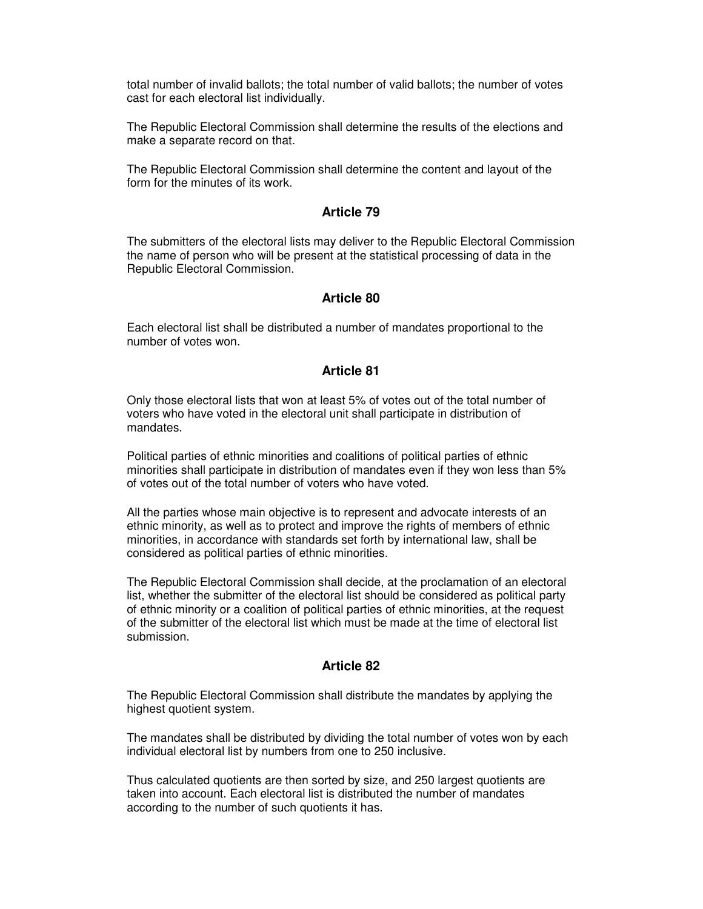total number of invalid ballots; the total number of valid ballots; the number of votes cast for each electoral list individually.

The Republic Electoral Commission shall determine the results of the elections and make a separate record on that.

The Republic Electoral Commission shall determine the content and layout of the form for the minutes of its work.

### Article 79

The submitters of the electoral lists may deliver to the Republic Electoral Commission the name of person who will be present at the statistical processing of data in the Republic Electoral Commission.

### Article 80

Each electoral list shall be distributed a number of mandates proportional to the number of votes won.

### Article 81

Only those electoral lists that won at least 5% of votes out of the total number of voters who have voted in the electoral unit shall participate in distribution of mandates.

Political parties of ethnic minorities and coalitions of political parties of ethnic minorities shall participate in distribution of mandates even if they won less than 5% of votes out of the total number of voters who have voted.

All the parties whose main objective is to represent and advocate interests of an ethnic minority, as well as to protect and improve the rights of members of ethnic minorities, in accordance with standards set forth by international law, shall be considered as political parties of ethnic minorities.

The Republic Electoral Commission shall decide, at the proclamation of an electoral list, whether the submitter of the electoral list should be considered as political party of ethnic minority or a coalition of political parties of ethnic minorities, at the request of the submitter of the electoral list which must be made at the time of electoral list submission.

### Article 82

The Republic Electoral Commission shall distribute the mandates by applying the highest quotient system.

The mandates shall be distributed by dividing the total number of votes won by each individual electoral list by numbers from one to 250 inclusive.

Thus calculated quotients are then sorted by size, and 250 largest quotients are taken into account. Each electoral list is distributed the number of mandates according to the number of such quotients it has.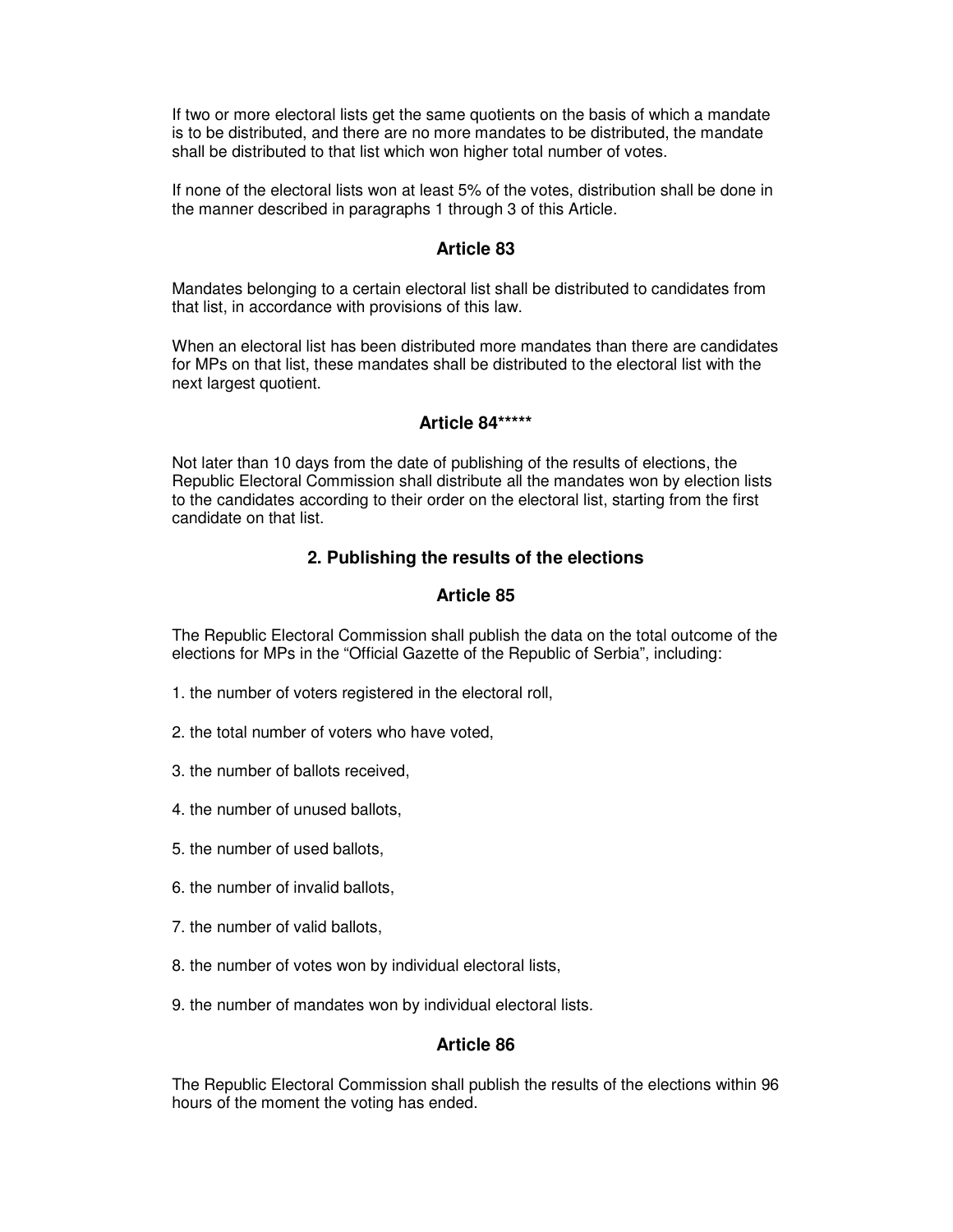If two or more electoral lists get the same quotients on the basis of which a mandate is to be distributed, and there are no more mandates to be distributed, the mandate shall be distributed to that list which won higher total number of votes.

If none of the electoral lists won at least 5% of the votes, distribution shall be done in the manner described in paragraphs 1 through 3 of this Article.

### Article 83

Mandates belonging to a certain electoral list shall be distributed to candidates from that list, in accordance with provisions of this law.

When an electoral list has been distributed more mandates than there are candidates for MPs on that list, these mandates shall be distributed to the electoral list with the next largest quotient.

### Article 84*****

Not later than 10 days from the date of publishing of the results of elections, the Republic Electoral Commission shall distribute all the mandates won by election lists to the candidates according to their order on the electoral list, starting from the first candidate on that list.

## 2. Publishing the results of the elections

### Article 85

The Republic Electoral Commission shall publish the data on the total outcome of the elections for MPs in the “Official Gazette of the Republic of Serbia”, including:

1. the number of voters registered in the electoral roll,

2. the total number of voters who have voted,

3. the number of ballots received,

4. the number of unused ballots,

5. the number of used ballots,

6. the number of invalid ballots,

7. the number of valid ballots,

8. the number of votes won by individual electoral lists,

9. the number of mandates won by individual electoral lists.

### Article 86

The Republic Electoral Commission shall publish the results of the elections within 96 hours of the moment the voting has ended.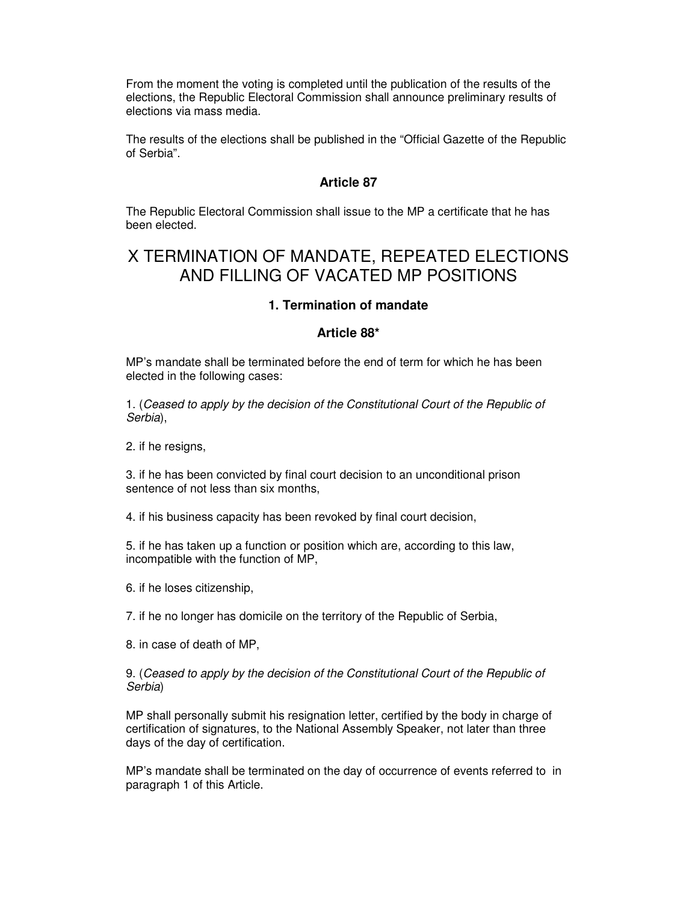From the moment the voting is completed until the publication of the results of the elections, the Republic Electoral Commission shall announce preliminary results of elections via mass media.

The results of the elections shall be published in the "Official Gazette of the Republic of Serbia".

### Article 87

The Republic Electoral Commission shall issue to the MP a certificate that he has been elected.

## X TERMINATION OF MANDATE, REPEATED ELECTIONS AND FILLING OF VACATED MP POSITIONS

### 1. Termination of mandate

### Article 88*

MP's mandate shall be terminated before the end of term for which he has been elected in the following cases:

1. (*Ceased to apply by the decision of the Constitutional Court of the Republic of Serbia*),

2. if he resigns,

3. if he has been convicted by final court decision to an unconditional prison sentence of not less than six months,

4. if his business capacity has been revoked by final court decision,

5. if he has taken up a function or position which are, according to this law, incompatible with the function of MP,

6. if he loses citizenship,

7. if he no longer has domicile on the territory of the Republic of Serbia,

8. in case of death of MP,

9. (*Ceased to apply by the decision of the Constitutional Court of the Republic of Serbia*)

MP shall personally submit his resignation letter, certified by the body in charge of certification of signatures, to the National Assembly Speaker, not later than three days of the day of certification.

MP's mandate shall be terminated on the day of occurrence of events referred to in paragraph 1 of this Article.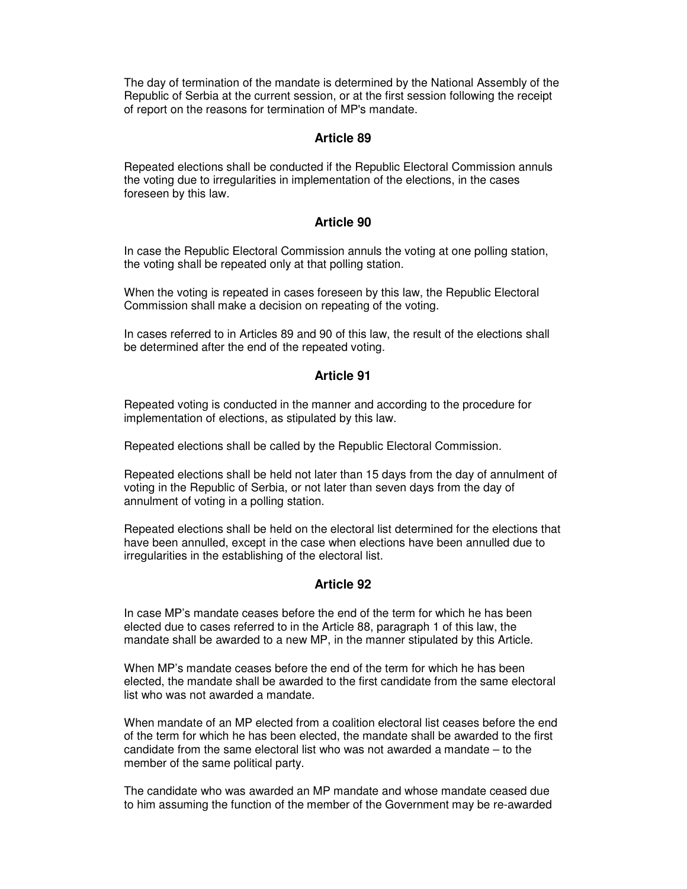The day of termination of the mandate is determined by the National Assembly of the Republic of Serbia at the current session, or at the first session following the receipt of report on the reasons for termination of MP's mandate.

### Article 89

Repeated elections shall be conducted if the Republic Electoral Commission annuls the voting due to irregularities in implementation of the elections, in the cases foreseen by this law.

### Article 90

In case the Republic Electoral Commission annuls the voting at one polling station, the voting shall be repeated only at that polling station.

When the voting is repeated in cases foreseen by this law, the Republic Electoral Commission shall make a decision on repeating of the voting.

In cases referred to in Articles 89 and 90 of this law, the result of the elections shall be determined after the end of the repeated voting.

### Article 91

Repeated voting is conducted in the manner and according to the procedure for implementation of elections, as stipulated by this law.

Repeated elections shall be called by the Republic Electoral Commission.

Repeated elections shall be held not later than 15 days from the day of annulment of voting in the Republic of Serbia, or not later than seven days from the day of annulment of voting in a polling station.

Repeated elections shall be held on the electoral list determined for the elections that have been annulled, except in the case when elections have been annulled due to irregularities in the establishing of the electoral list.

### Article 92

In case MP's mandate ceases before the end of the term for which he has been elected due to cases referred to in the Article 88, paragraph 1 of this law, the mandate shall be awarded to a new MP, in the manner stipulated by this Article.

When MP's mandate ceases before the end of the term for which he has been elected, the mandate shall be awarded to the first candidate from the same electoral list who was not awarded a mandate.

When mandate of an MP elected from a coalition electoral list ceases before the end of the term for which he has been elected, the mandate shall be awarded to the first candidate from the same electoral list who was not awarded a mandate – to the member of the same political party.

The candidate who was awarded an MP mandate and whose mandate ceased due to him assuming the function of the member of the Government may be re-awarded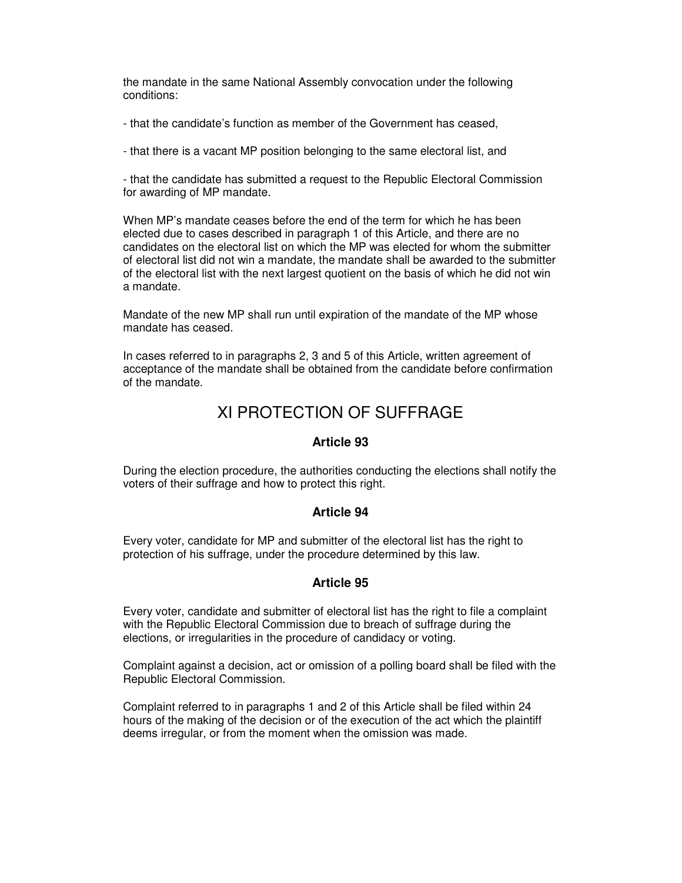the mandate in the same National Assembly convocation under the following conditions:

- that the candidate's function as member of the Government has ceased,

- that there is a vacant MP position belonging to the same electoral list, and

- that the candidate has submitted a request to the Republic Electoral Commission for awarding of MP mandate.

When MP's mandate ceases before the end of the term for which he has been elected due to cases described in paragraph 1 of this Article, and there are no candidates on the electoral list on which the MP was elected for whom the submitter of electoral list did not win a mandate, the mandate shall be awarded to the submitter of the electoral list with the next largest quotient on the basis of which he did not win a mandate.

Mandate of the new MP shall run until expiration of the mandate of the MP whose mandate has ceased.

In cases referred to in paragraphs 2, 3 and 5 of this Article, written agreement of acceptance of the mandate shall be obtained from the candidate before confirmation of the mandate.

## XI PROTECTION OF SUFFRAGE

### Article 93

During the election procedure, the authorities conducting the elections shall notify the voters of their suffrage and how to protect this right.

### Article 94

Every voter, candidate for MP and submitter of the electoral list has the right to protection of his suffrage, under the procedure determined by this law.

### Article 95

Every voter, candidate and submitter of electoral list has the right to file a complaint with the Republic Electoral Commission due to breach of suffrage during the elections, or irregularities in the procedure of candidacy or voting.

Complaint against a decision, act or omission of a polling board shall be filed with the Republic Electoral Commission.

Complaint referred to in paragraphs 1 and 2 of this Article shall be filed within 24 hours of the making of the decision or of the execution of the act which the plaintiff deems irregular, or from the moment when the omission was made.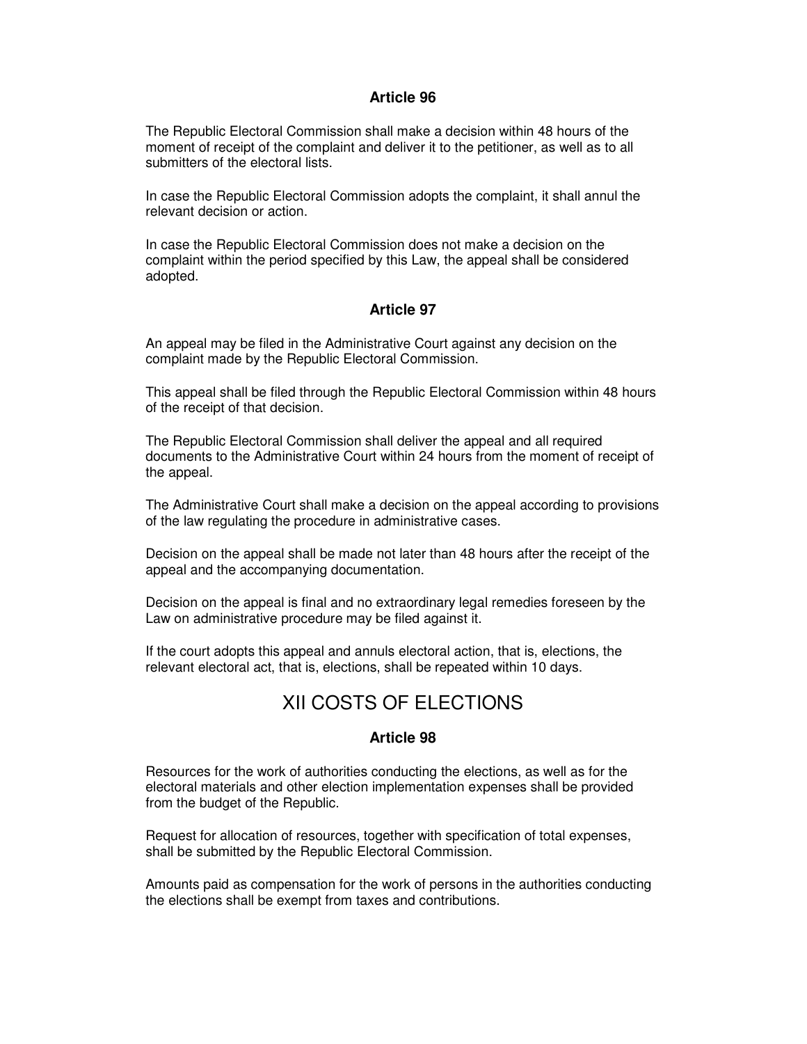### Article 96

The Republic Electoral Commission shall make a decision within 48 hours of the moment of receipt of the complaint and deliver it to the petitioner, as well as to all submitters of the electoral lists.

In case the Republic Electoral Commission adopts the complaint, it shall annul the relevant decision or action.

In case the Republic Electoral Commission does not make a decision on the complaint within the period specified by this Law, the appeal shall be considered adopted.

### Article 97

An appeal may be filed in the Administrative Court against any decision on the complaint made by the Republic Electoral Commission.

This appeal shall be filed through the Republic Electoral Commission within 48 hours of the receipt of that decision.

The Republic Electoral Commission shall deliver the appeal and all required documents to the Administrative Court within 24 hours from the moment of receipt of the appeal.

The Administrative Court shall make a decision on the appeal according to provisions of the law regulating the procedure in administrative cases.

Decision on the appeal shall be made not later than 48 hours after the receipt of the appeal and the accompanying documentation.

Decision on the appeal is final and no extraordinary legal remedies foreseen by the Law on administrative procedure may be filed against it.

If the court adopts this appeal and annuls electoral action, that is, elections, the relevant electoral act, that is, elections, shall be repeated within 10 days.

## XII COSTS OF ELECTIONS

### Article 98

Resources for the work of authorities conducting the elections, as well as for the electoral materials and other election implementation expenses shall be provided from the budget of the Republic.

Request for allocation of resources, together with specification of total expenses, shall be submitted by the Republic Electoral Commission.

Amounts paid as compensation for the work of persons in the authorities conducting the elections shall be exempt from taxes and contributions.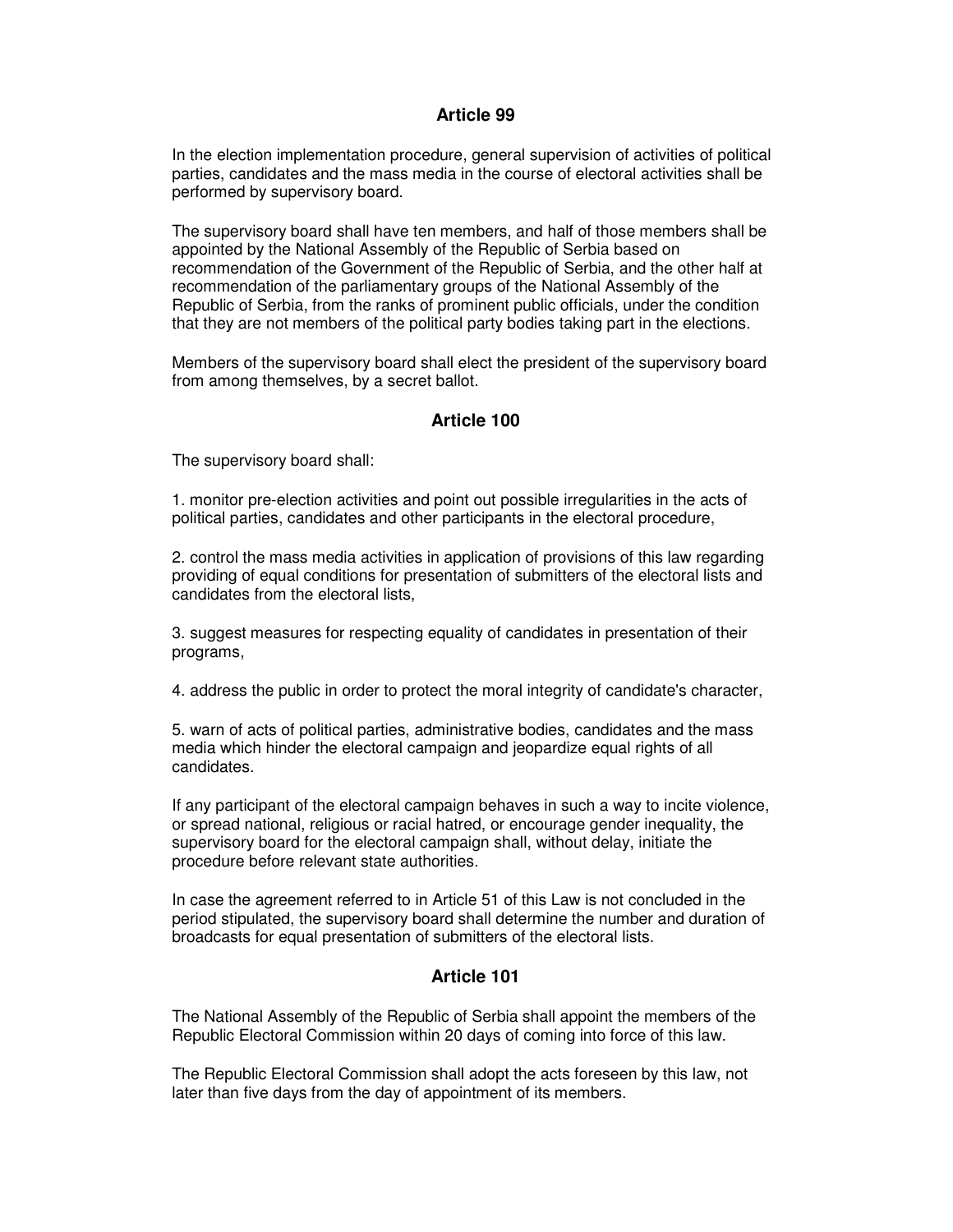## Article 99

In the election implementation procedure, general supervision of activities of political parties, candidates and the mass media in the course of electoral activities shall be performed by supervisory board.

The supervisory board shall have ten members, and half of those members shall be appointed by the National Assembly of the Republic of Serbia based on recommendation of the Government of the Republic of Serbia, and the other half at recommendation of the parliamentary groups of the National Assembly of the Republic of Serbia, from the ranks of prominent public officials, under the condition that they are not members of the political party bodies taking part in the elections.

Members of the supervisory board shall elect the president of the supervisory board from among themselves, by a secret ballot.

## Article 100

The supervisory board shall:

1. monitor pre-election activities and point out possible irregularities in the acts of political parties, candidates and other participants in the electoral procedure,

2. control the mass media activities in application of provisions of this law regarding providing of equal conditions for presentation of submitters of the electoral lists and candidates from the electoral lists,

3. suggest measures for respecting equality of candidates in presentation of their programs,

4. address the public in order to protect the moral integrity of candidate's character,

5. warn of acts of political parties, administrative bodies, candidates and the mass media which hinder the electoral campaign and jeopardize equal rights of all candidates.

If any participant of the electoral campaign behaves in such a way to incite violence, or spread national, religious or racial hatred, or encourage gender inequality, the supervisory board for the electoral campaign shall, without delay, initiate the procedure before relevant state authorities.

In case the agreement referred to in Article 51 of this Law is not concluded in the period stipulated, the supervisory board shall determine the number and duration of broadcasts for equal presentation of submitters of the electoral lists.

## Article 101

The National Assembly of the Republic of Serbia shall appoint the members of the Republic Electoral Commission within 20 days of coming into force of this law.

The Republic Electoral Commission shall adopt the acts foreseen by this law, not later than five days from the day of appointment of its members.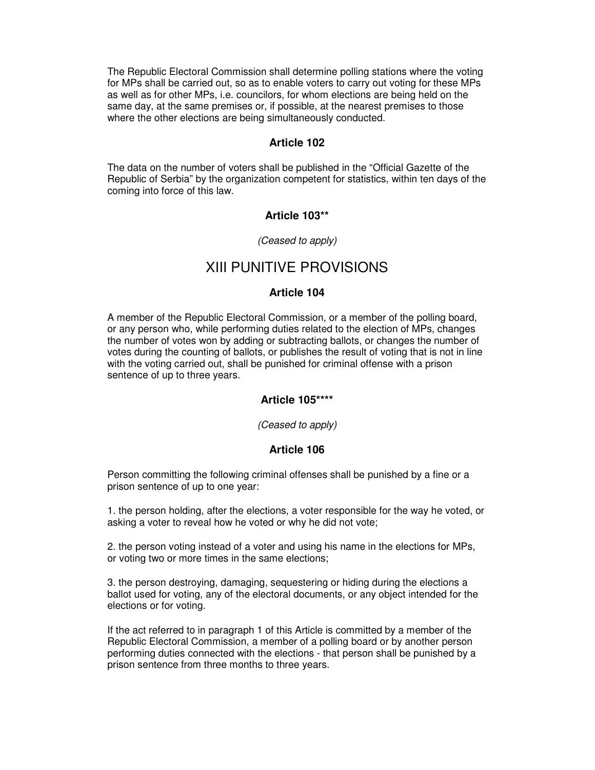The Republic Electoral Commission shall determine polling stations where the voting for MPs shall be carried out, so as to enable voters to carry out voting for these MPs as well as for other MPs, i.e. councilors, for whom elections are being held on the same day, at the same premises or, if possible, at the nearest premises to those where the other elections are being simultaneously conducted.

### Article 102

The data on the number of voters shall be published in the "Official Gazette of the Republic of Serbia" by the organization competent for statistics, within ten days of the coming into force of this law.

### Article 103**

*(Ceased to apply)*

## XIII PUNITIVE PROVISIONS

### Article 104

A member of the Republic Electoral Commission, or a member of the polling board, or any person who, while performing duties related to the election of MPs, changes the number of votes won by adding or subtracting ballots, or changes the number of votes during the counting of ballots, or publishes the result of voting that is not in line with the voting carried out, shall be punished for criminal offense with a prison sentence of up to three years.

### Article 105****

*(Ceased to apply)*

### Article 106

Person committing the following criminal offenses shall be punished by a fine or a prison sentence of up to one year:

1. the person holding, after the elections, a voter responsible for the way he voted, or asking a voter to reveal how he voted or why he did not vote;

2. the person voting instead of a voter and using his name in the elections for MPs, or voting two or more times in the same elections;

3. the person destroying, damaging, sequestering or hiding during the elections a ballot used for voting, any of the electoral documents, or any object intended for the elections or for voting.

If the act referred to in paragraph 1 of this Article is committed by a member of the Republic Electoral Commission, a member of a polling board or by another person performing duties connected with the elections - that person shall be punished by a prison sentence from three months to three years.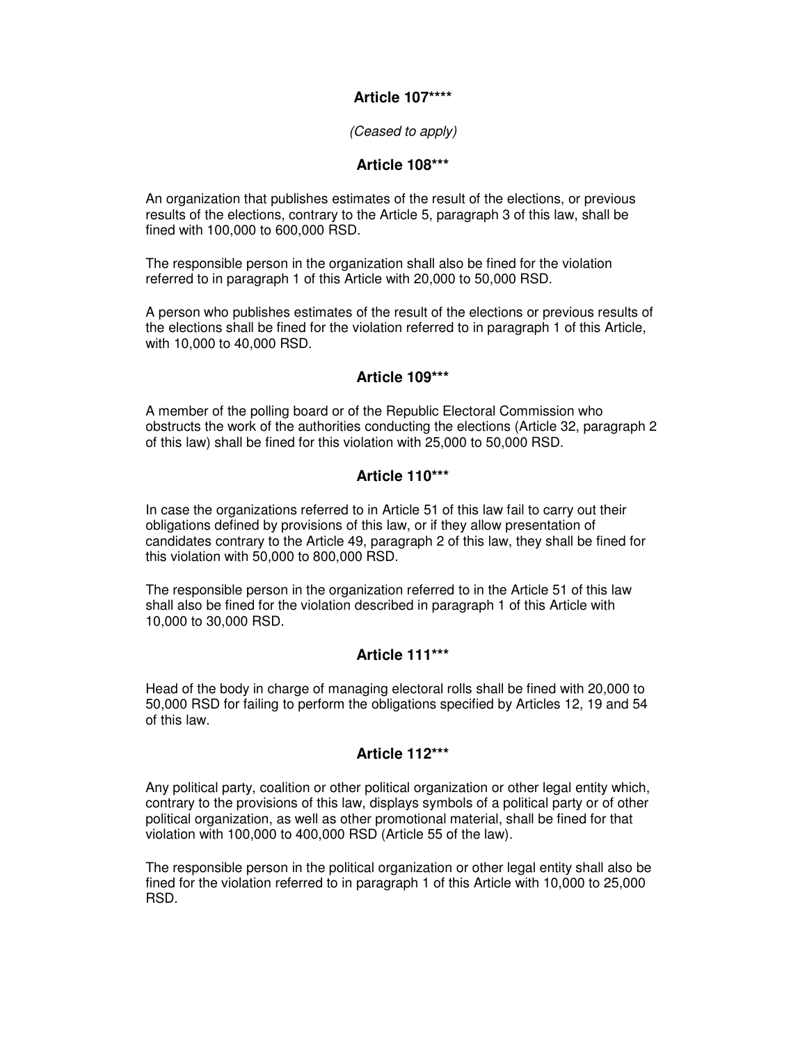### Article 107****

*(Ceased to apply)*

### Article 108***

An organization that publishes estimates of the result of the elections, or previous results of the elections, contrary to the Article 5, paragraph 3 of this law, shall be fined with 100,000 to 600,000 RSD.

The responsible person in the organization shall also be fined for the violation referred to in paragraph 1 of this Article with 20,000 to 50,000 RSD.

A person who publishes estimates of the result of the elections or previous results of the elections shall be fined for the violation referred to in paragraph 1 of this Article, with 10,000 to 40,000 RSD.

### Article 109***

A member of the polling board or of the Republic Electoral Commission who obstructs the work of the authorities conducting the elections (Article 32, paragraph 2 of this law) shall be fined for this violation with 25,000 to 50,000 RSD.

### Article 110***

In case the organizations referred to in Article 51 of this law fail to carry out their obligations defined by provisions of this law, or if they allow presentation of candidates contrary to the Article 49, paragraph 2 of this law, they shall be fined for this violation with 50,000 to 800,000 RSD.

The responsible person in the organization referred to in the Article 51 of this law shall also be fined for the violation described in paragraph 1 of this Article with 10,000 to 30,000 RSD.

### Article 111***

Head of the body in charge of managing electoral rolls shall be fined with 20,000 to 50,000 RSD for failing to perform the obligations specified by Articles 12, 19 and 54 of this law.

### Article 112***

Any political party, coalition or other political organization or other legal entity which, contrary to the provisions of this law, displays symbols of a political party or of other political organization, as well as other promotional material, shall be fined for that violation with 100,000 to 400,000 RSD (Article 55 of the law).

The responsible person in the political organization or other legal entity shall also be fined for the violation referred to in paragraph 1 of this Article with 10,000 to 25,000 RSD.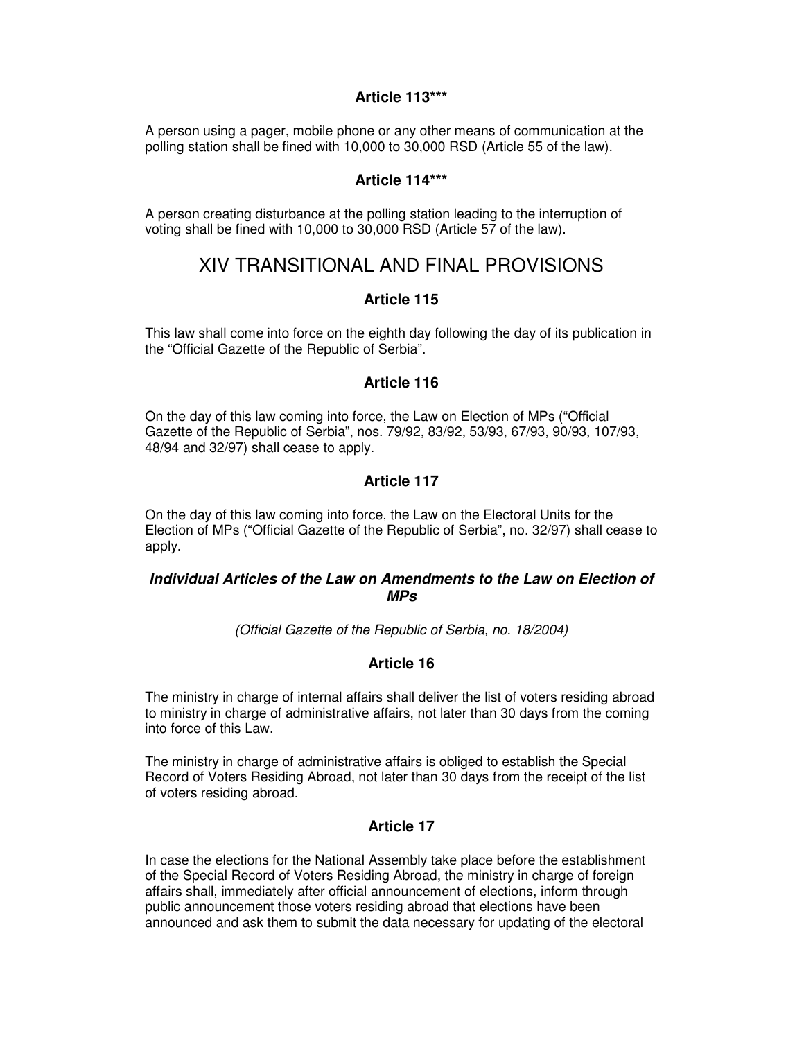### Article 113***

A person using a pager, mobile phone or any other means of communication at the polling station shall be fined with 10,000 to 30,000 RSD (Article 55 of the law).

### Article 114***

A person creating disturbance at the polling station leading to the interruption of voting shall be fined with 10,000 to 30,000 RSD (Article 57 of the law).

## XIV TRANSITIONAL AND FINAL PROVISIONS

### Article 115

This law shall come into force on the eighth day following the day of its publication in the "Official Gazette of the Republic of Serbia".

### Article 116

On the day of this law coming into force, the Law on Election of MPs ("Official Gazette of the Republic of Serbia", nos. 79/92, 83/92, 53/93, 67/93, 90/93, 107/93, 48/94 and 32/97) shall cease to apply.

### Article 117

On the day of this law coming into force, the Law on the Electoral Units for the Election of MPs ("Official Gazette of the Republic of Serbia", no. 32/97) shall cease to apply.

### *Individual Articles of the Law on Amendments to the Law on Election of MPs*

*(Official Gazette of the Republic of Serbia, no. 18/2004)*

### Article 16

The ministry in charge of internal affairs shall deliver the list of voters residing abroad to ministry in charge of administrative affairs, not later than 30 days from the coming into force of this Law.

The ministry in charge of administrative affairs is obliged to establish the Special Record of Voters Residing Abroad, not later than 30 days from the receipt of the list of voters residing abroad.

### Article 17

In case the elections for the National Assembly take place before the establishment of the Special Record of Voters Residing Abroad, the ministry in charge of foreign affairs shall, immediately after official announcement of elections, inform through public announcement those voters residing abroad that elections have been announced and ask them to submit the data necessary for updating of the electoral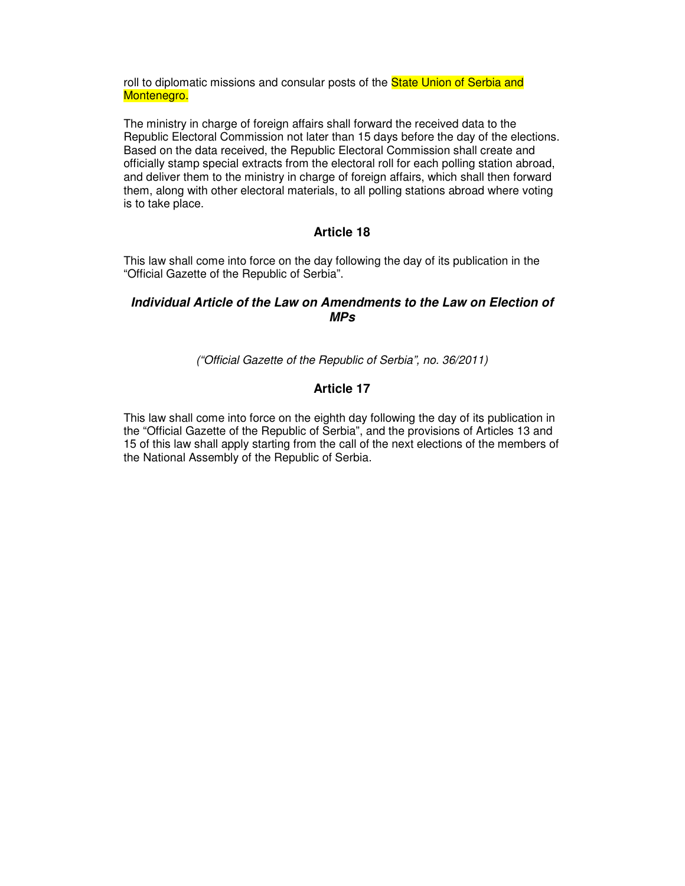roll to diplomatic missions and consular posts of the State Union of Serbia and Montenegro.

The ministry in charge of foreign affairs shall forward the received data to the Republic Electoral Commission not later than 15 days before the day of the elections. Based on the data received, the Republic Electoral Commission shall create and officially stamp special extracts from the electoral roll for each polling station abroad, and deliver them to the ministry in charge of foreign affairs, which shall then forward them, along with other electoral materials, to all polling stations abroad where voting is to take place.

### Article 18

This law shall come into force on the day following the day of its publication in the "Official Gazette of the Republic of Serbia".

### *Individual Article of the Law on Amendments to the Law on Election of MPs*

*("Official Gazette of the Republic of Serbia", no. 36/2011)*

### Article 17

This law shall come into force on the eighth day following the day of its publication in the "Official Gazette of the Republic of Serbia", and the provisions of Articles 13 and 15 of this law shall apply starting from the call of the next elections of the members of the National Assembly of the Republic of Serbia.